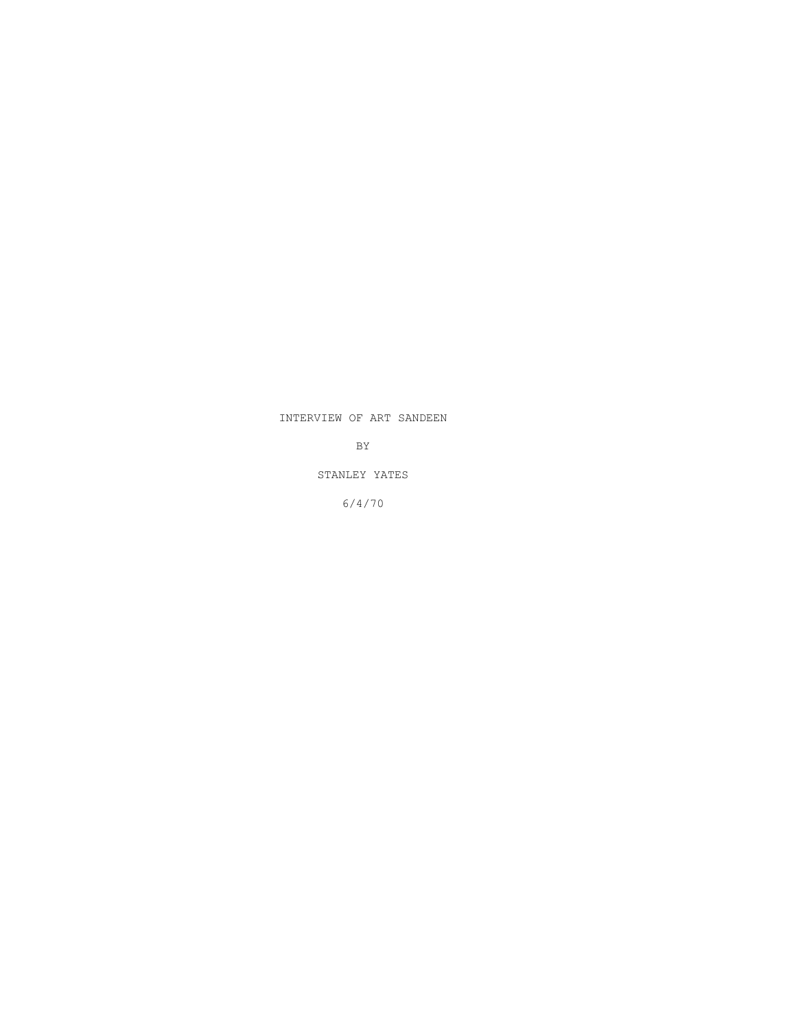INTERVIEW OF ART SANDEEN

BY

STANLEY YATES

6/4/70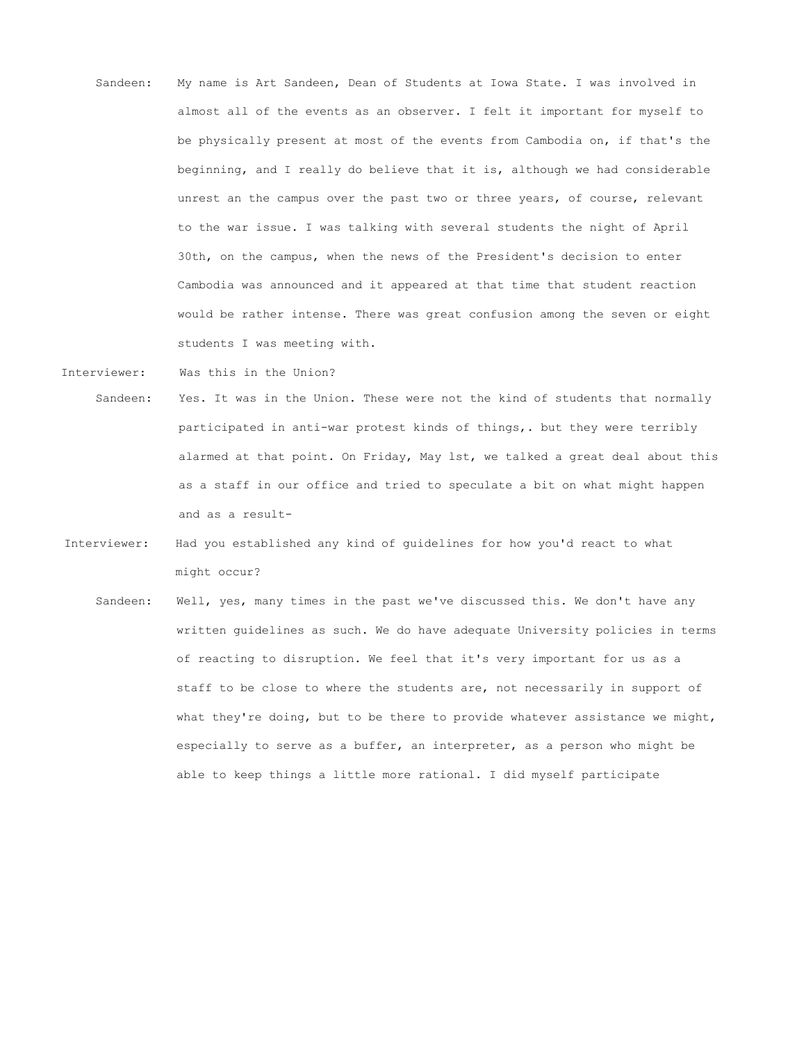Sandeen: My name is Art Sandeen, Dean of Students at Iowa State. I was involved in almost all of the events as an observer. I felt it important for myself to be physically present at most of the events from Cambodia on, if that's the beginning, and I really do believe that it is, although we had considerable unrest an the campus over the past two or three years, of course, relevant to the war issue. I was talking with several students the night of April 30th, on the campus, when the news of the President's decision to enter Cambodia was announced and it appeared at that time that student reaction would be rather intense. There was great confusion among the seven or eight students I was meeting with.

Interviewer: Was this in the Union?

Sandeen: Yes. It was in the Union. These were not the kind of students that normally participated in anti-war protest kinds of things,. but they were terribly alarmed at that point. On Friday, May 1st, we talked a great deal about this as a staff in our office and tried to speculate a bit on what might happen and as a result-

Interviewer: Had you established any kind of guidelines for how you'd react to what might occur?

Sandeen: Well, yes, many times in the past we've discussed this. We don't have any written guidelines as such. We do have adequate University policies in terms of reacting to disruption. We feel that it's very important for us as a staff to be close to where the students are, not necessarily in support of what they're doing, but to be there to provide whatever assistance we might, especially to serve as a buffer, an interpreter, as a person who might be able to keep things a little more rational. I did myself participate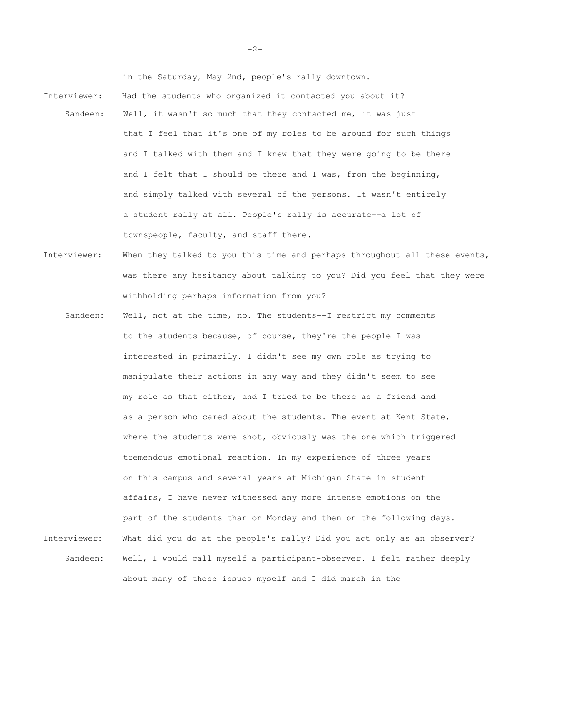in the Saturday, May 2nd, people's rally downtown.

**Interviewer:** Had the students who organized it contacted you about it?

**Sandeen:** Well, it wasn't so much that they contacted me, it was just that I feel that it's one of my roles to be around for such things and I talked with them and I knew that they were going to be there and I felt that I should be there and I was, from the beginning, and simply talked with several of the persons. It wasn't entirely a student rally at all. People's rally is accurate--a lot of townspeople, faculty, and staff there.

**Interviewer:** When they talked to you this time and perhaps throughout all these events, was there any hesitancy about talking to you? Did you feel that they were withholding perhaps information from you?

**Sandeen:** Well, not at the time, no. The students--I restrict my comments to the students because, of course, they're the people I was interested in primarily. I didn't see my own role as trying to manipulate their actions in any way and they didn't seem to see my role as that either, and I tried to be there as a friend and as a person who cared about the students. The event at Kent State, where the students were shot, obviously was the one which triggered tremendous emotional reaction. In my experience of three years on this campus and several years at Michigan State in student affairs, I have never witnessed any more intense emotions on the part of the students than on Monday and then on the following days.

**Interviewer:** What did you do at the people's rally? Did you act only as an observer?

**Sandeen:** Well, I would call myself a participant-observer. I felt rather deeply about many of these issues myself and I did march in the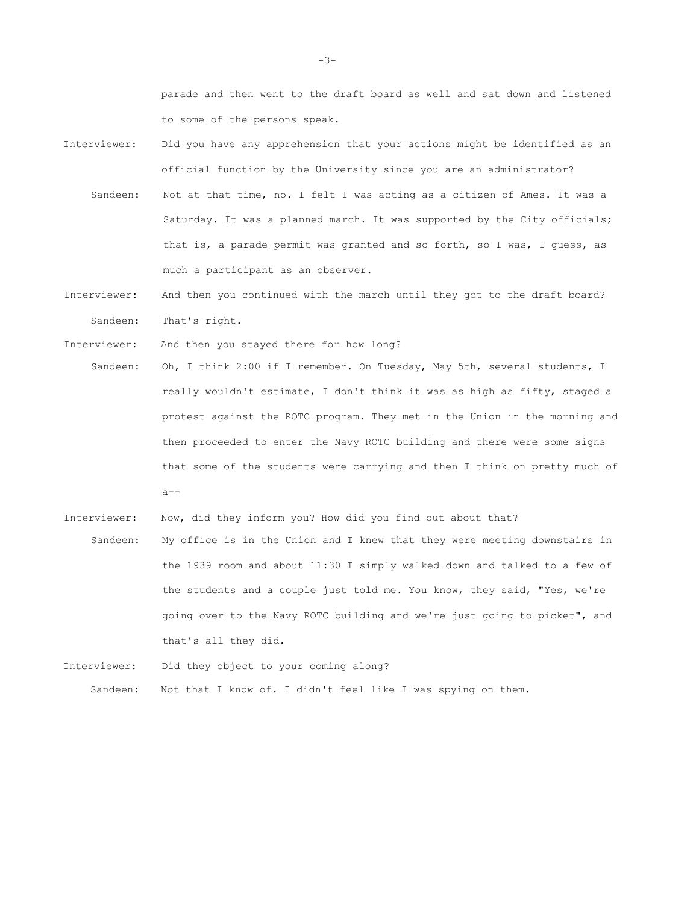parade and then went to the draft board as well and sat down and listened to some of the persons speak.

Interviewer: Did you have any apprehension that your actions might be identified as an official function by the University since you are an administrator?

Sandeen: Not at that time, no. I felt I was acting as a citizen of Ames. It was a Saturday. It was a planned march. It was supported by the City officials; that is, a parade permit was granted and so forth, so I was, I guess, as much a participant as an observer.

Interviewer: And then you continued with the march until they got to the draft board?

Sandeen: That's right.

Interviewer: And then you stayed there for how long?

Sandeen: Oh, I think 2:00 if I remember. On Tuesday, May 5th, several students, I really wouldn't estimate, I don't think it was as high as fifty, staged a protest against the ROTC program. They met in the Union in the morning and then proceeded to enter the Navy ROTC building and there were some signs that some of the students were carrying and then I think on pretty much of a--

Interviewer: Now, did they inform you? How did you find out about that?

Sandeen: My office is in the Union and I knew that they were meeting downstairs in the 1939 room and about 11:30 I simply walked down and talked to a few of the students and a couple just told me. You know, they said, "Yes, we're going over to the Navy ROTC building and we're just going to picket", and that's all they did.

Interviewer: Did they object to your coming along?

Sandeen: Not that I know of. I didn't feel like I was spying on them.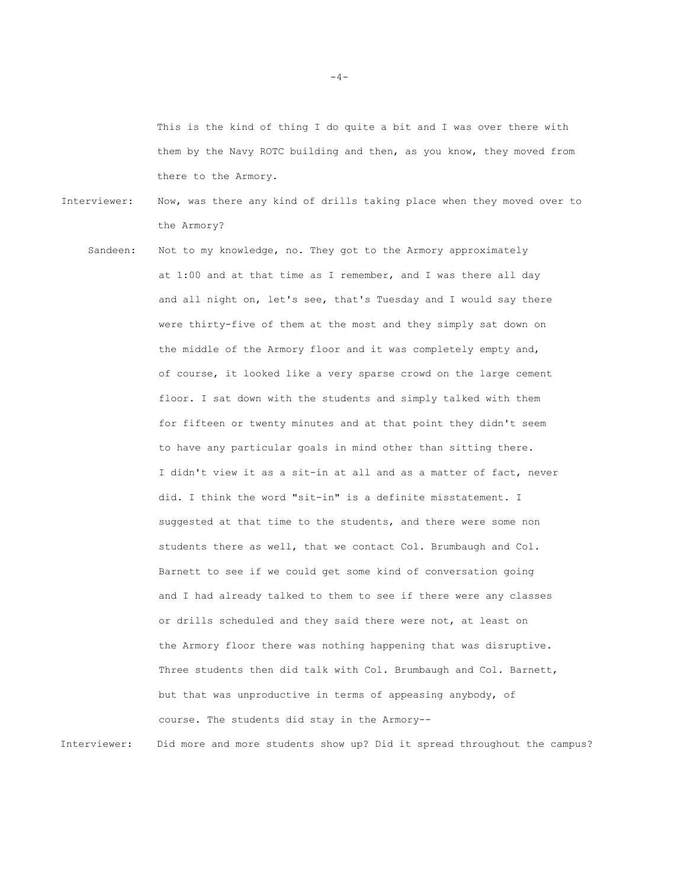This is the kind of thing I do quite a bit and I was over there with them by the Navy ROTC building and then, as you know, they moved from there to the Armory.

Interviewer: Now, was there any kind of drills taking place when they moved over to the Armory?

Sandeen: Not to my knowledge, no. They got to the Armory approximately at 1:00 and at that time as I remember, and I was there all day and all night on, let's see, that's Tuesday and I would say there were thirty-five of them at the most and they simply sat down on the middle of the Armory floor and it was completely empty and, of course, it looked like a very sparse crowd on the large cement floor. I sat down with the students and simply talked with them for fifteen or twenty minutes and at that point they didn't seem to have any particular goals in mind other than sitting there. I didn't view it as a sit-in at all and as a matter of fact, never did. I think the word "sit-in" is a definite misstatement. I suggested at that time to the students, and there were some non students there as well, that we contact Col. Brumbaugh and Col. Barnett to see if we could get some kind of conversation going and I had already talked to them to see if there were any classes or drills scheduled and they said there were not, at least on the Armory floor there was nothing happening that was disruptive. Three students then did talk with Col. Brumbaugh and Col. Barnett, but that was unproductive in terms of appeasing anybody, of course. The students did stay in the Armory--

Interviewer: Did more and more students show up? Did it spread throughout the campus?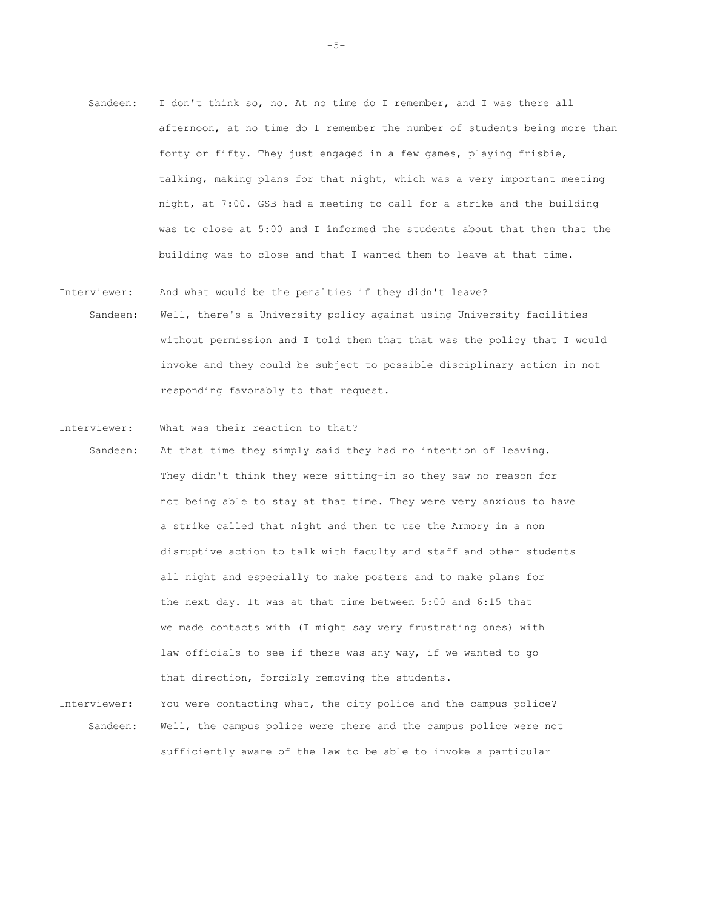Sandeen: I don't think so, no. At no time do I remember, and I was there all afternoon, at no time do I remember the number of students being more than forty or fifty. They just engaged in a few games, playing frisbie, talking, making plans for that night, which was a very important meeting night, at 7:00. GSB had a meeting to call for a strike and the building was to close at 5:00 and I informed the students about that then that the building was to close and that I wanted them to leave at that time.

Interviewer: And what would be the penalties if they didn't leave?

Sandeen: Well, there's a University policy against using University facilities without permission and I told them that that was the policy that I would invoke and they could be subject to possible disciplinary action in not responding favorably to that request.

Interviewer: What was their reaction to that?

Sandeen: At that time they simply said they had no intention of leaving. They didn't think they were sitting-in so they saw no reason for not being able to stay at that time. They were very anxious to have a strike called that night and then to use the Armory in a non disruptive action to talk with faculty and staff and other students all night and especially to make posters and to make plans for the next day. It was at that time between 5:00 and 6:15 that we made contacts with (I might say very frustrating ones) with law officials to see if there was any way, if we wanted to go that direction, forcibly removing the students.

Interviewer: You were contacting what, the city police and the campus police?

Sandeen: Well, the campus police were there and the campus police were not sufficiently aware of the law to be able to invoke a particular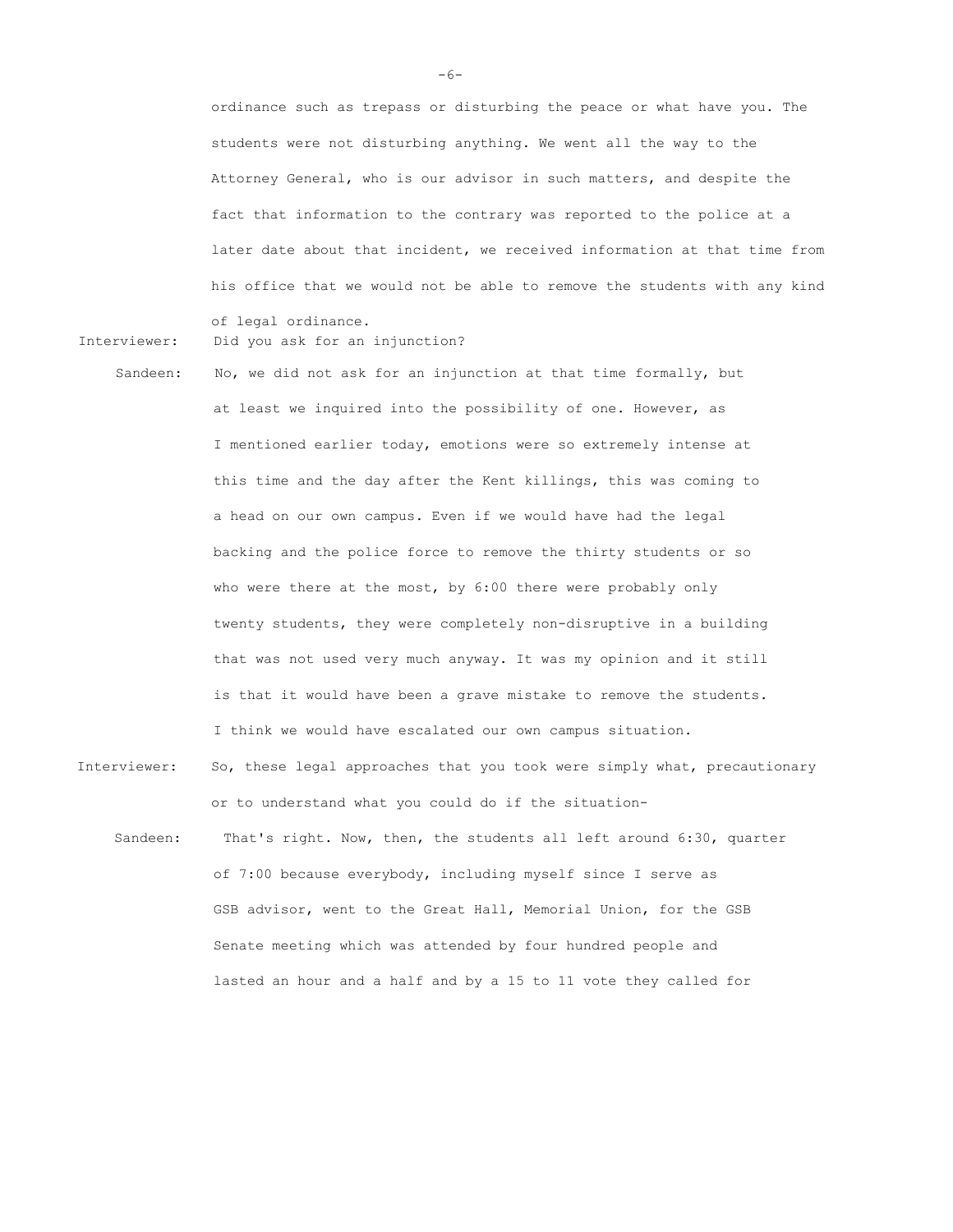ordinance such as trepass or disturbing the peace or what have you. The students were not disturbing anything. We went all the way to the Attorney General, who is our advisor in such matters, and despite the fact that information to the contrary was reported to the police at a later date about that incident, we received information at that time from his office that we would not be able to remove the students with any kind of legal ordinance.

Interviewer: Did you ask for an injunction?

Sandeen: No, we did not ask for an injunction at that time formally, but at least we inquired into the possibility of one. However, as I mentioned earlier today, emotions were so extremely intense at this time and the day after the Kent killings, this was coming to a head on our own campus. Even if we would have had the legal backing and the police force to remove the thirty students or so who were there at the most, by 6:00 there were probably only twenty students, they were completely non-disruptive in a building that was not used very much anyway. It was my opinion and it still is that it would have been a grave mistake to remove the students. I think we would have escalated our own campus situation.

Interviewer: So, these legal approaches that you took were simply what, precautionary or to understand what you could do if the situation-

Sandeen: That's right. Now, then, the students all left around 6:30, quarter of 7:00 because everybody, including myself since I serve as GSB advisor, went to the Great Hall, Memorial Union, for the GSB Senate meeting which was attended by four hundred people and lasted an hour and a half and by a 15 to 11 vote they called for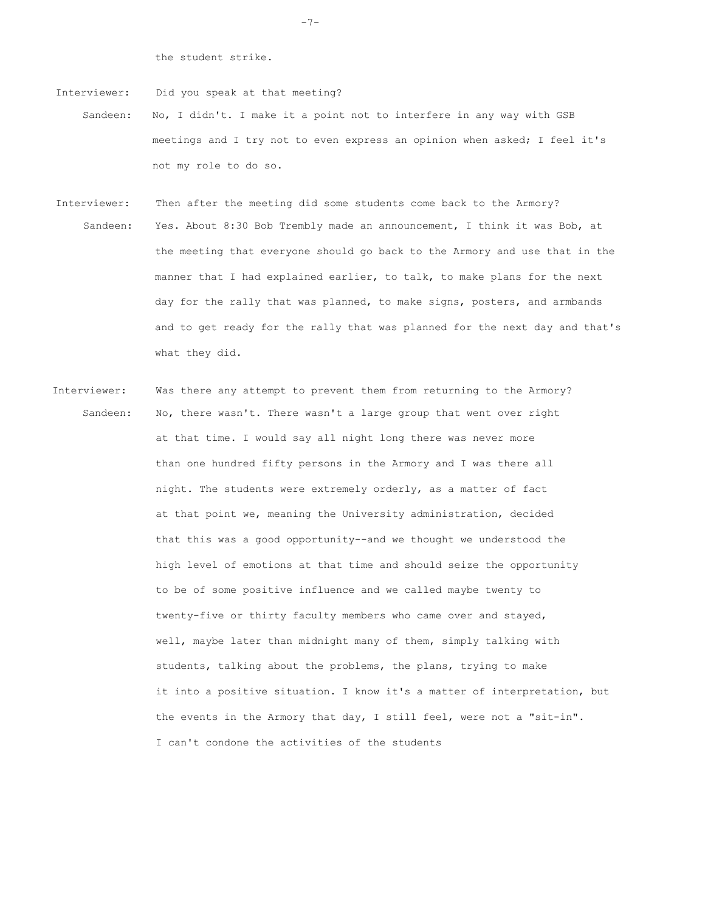the student strike.

Interviewer: Did you speak at that meeting?

Sandeen: No, I didn't. I make it a point not to interfere in any way with GSB meetings and I try not to even express an opinion when asked; I feel it's not my role to do so.

Interviewer: Then after the meeting did some students come back to the Armory?

Sandeen: Yes. About 8:30 Bob Trembly made an announcement, I think it was Bob, at the meeting that everyone should go back to the Armory and use that in the manner that I had explained earlier, to talk, to make plans for the next day for the rally that was planned, to make signs, posters, and armbands and to get ready for the rally that was planned for the next day and that's what they did.

Interviewer: Was there any attempt to prevent them from returning to the Armory?

Sandeen: No, there wasn't. There wasn't a large group that went over right at that time. I would say all night long there was never more than one hundred fifty persons in the Armory and I was there all night. The students were extremely orderly, as a matter of fact at that point we, meaning the University administration, decided that this was a good opportunity--and we thought we understood the high level of emotions at that time and should seize the opportunity to be of some positive influence and we called maybe twenty to twenty-five or thirty faculty members who came over and stayed, well, maybe later than midnight many of them, simply talking with students, talking about the problems, the plans, trying to make it into a positive situation. I know it's a matter of interpretation, but the events in the Armory that day, I still feel, were not a "sit-in". I can't condone the activities of the students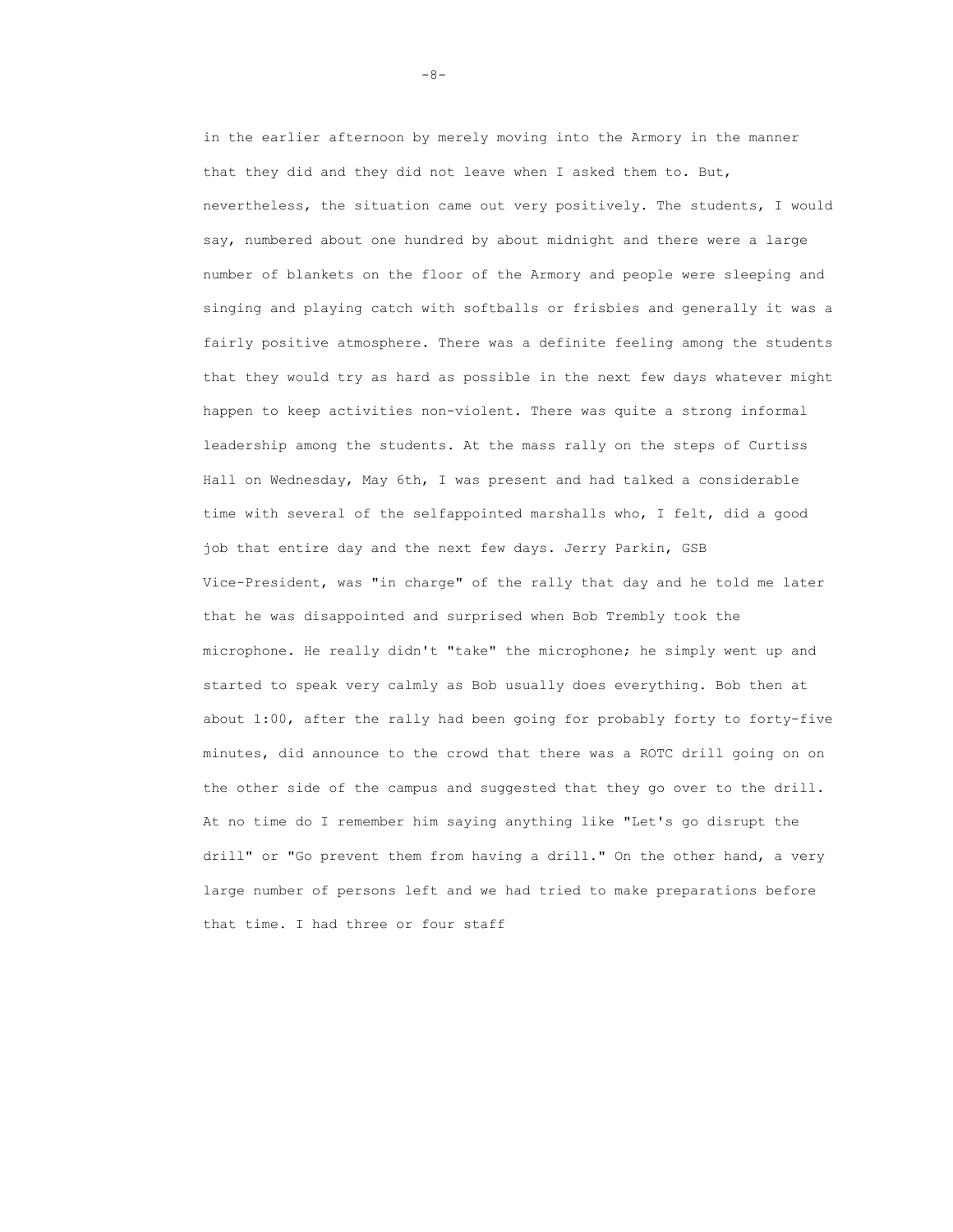in the earlier afternoon by merely moving into the Armory in the manner that they did and they did not leave when I asked them to. But, nevertheless, the situation came out very positively. The students, I would say, numbered about one hundred by about midnight and there were a large number of blankets on the floor of the Armory and people were sleeping and singing and playing catch with softballs or frisbies and generally it was a fairly positive atmosphere. There was a definite feeling among the students that they would try as hard as possible in the next few days whatever might happen to keep activities non-violent. There was quite a strong informal leadership among the students. At the mass rally on the steps of Curtiss Hall on Wednesday, May 6th, I was present and had talked a considerable time with several of the selfappointed marshalls who, I felt, did a good job that entire day and the next few days. Jerry Parkin, GSB Vice-President, was "in charge" of the rally that day and he told me later that he was disappointed and surprised when Bob Trembly took the microphone. He really didn't "take" the microphone; he simply went up and started to speak very calmly as Bob usually does everything. Bob then at about 1:00, after the rally had been going for probably forty to forty-five minutes, did announce to the crowd that there was a ROTC drill going on on the other side of the campus and suggested that they go over to the drill. At no time do I remember him saying anything like "Let's go disrupt the drill" or "Go prevent them from having a drill." On the other hand, a very large number of persons left and we had tried to make preparations before that time. I had three or four staff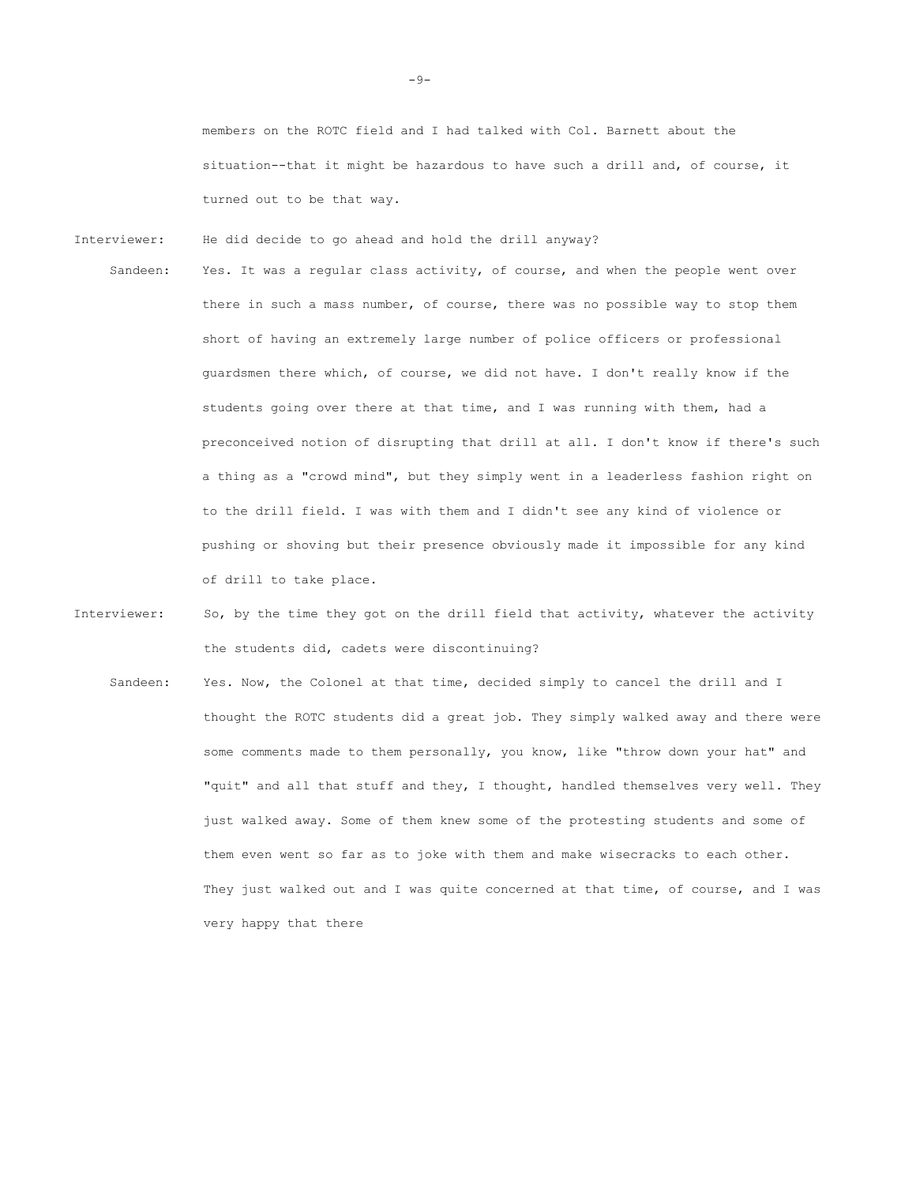members on the ROTC field and I had talked with Col. Barnett about the situation--that it might be hazardous to have such a drill and, of course, it turned out to be that way.

Interviewer: He did decide to go ahead and hold the drill anyway?

Sandeen: Yes. It was a regular class activity, of course, and when the people went over there in such a mass number, of course, there was no possible way to stop them short of having an extremely large number of police officers or professional guardsmen there which, of course, we did not have. I don't really know if the students going over there at that time, and I was running with them, had a preconceived notion of disrupting that drill at all. I don't know if there's such a thing as a "crowd mind", but they simply went in a leaderless fashion right on to the drill field. I was with them and I didn't see any kind of violence or pushing or shoving but their presence obviously made it impossible for any kind of drill to take place.

Interviewer: So, by the time they got on the drill field that activity, whatever the activity the students did, cadets were discontinuing?

Sandeen: Yes. Now, the Colonel at that time, decided simply to cancel the drill and I thought the ROTC students did a great job. They simply walked away and there were some comments made to them personally, you know, like "throw down your hat" and "quit" and all that stuff and they, I thought, handled themselves very well. They just walked away. Some of them knew some of the protesting students and some of them even went so far as to joke with them and make wisecracks to each other. They just walked out and I was quite concerned at that time, of course, and I was very happy that there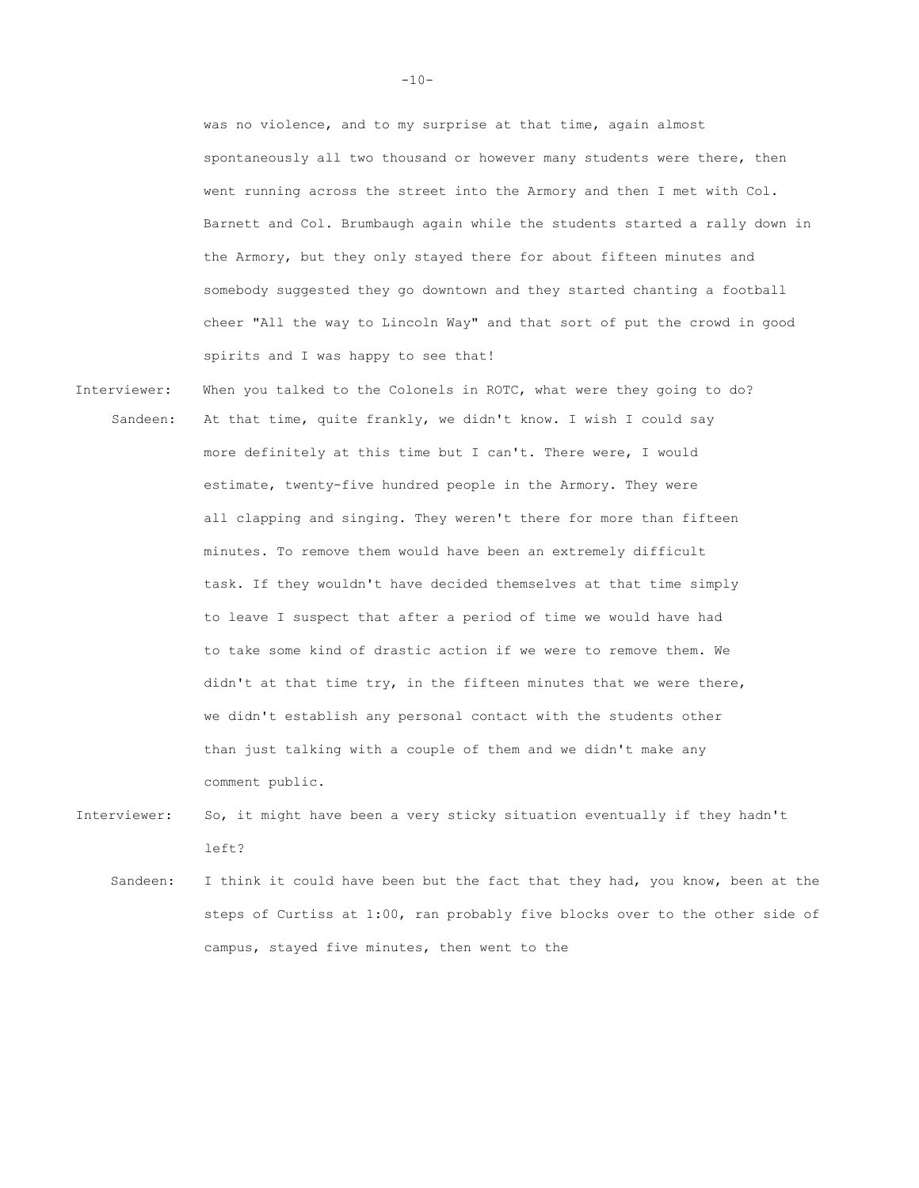was no violence, and to my surprise at that time, again almost spontaneously all two thousand or however many students were there, then went running across the street into the Armory and then I met with Col. Barnett and Col. Brumbaugh again while the students started a rally down in the Armory, but they only stayed there for about fifteen minutes and somebody suggested they go downtown and they started chanting a football cheer "All the way to Lincoln Way" and that sort of put the crowd in good spirits and I was happy to see that!

Interviewer: When you talked to the Colonels in ROTC, what were they going to do?

Sandeen: At that time, quite frankly, we didn't know. I wish I could say more definitely at this time but I can't. There were, I would estimate, twenty-five hundred people in the Armory. They were all clapping and singing. They weren't there for more than fifteen minutes. To remove them would have been an extremely difficult task. If they wouldn't have decided themselves at that time simply to leave I suspect that after a period of time we would have had to take some kind of drastic action if we were to remove them. We didn't at that time try, in the fifteen minutes that we were there, we didn't establish any personal contact with the students other than just talking with a couple of them and we didn't make any comment public.

Interviewer: So, it might have been a very sticky situation eventually if they hadn't left?

Sandeen: I think it could have been but the fact that they had, you know, been at the steps of Curtiss at 1:00, ran probably five blocks over to the other side of campus, stayed five minutes, then went to the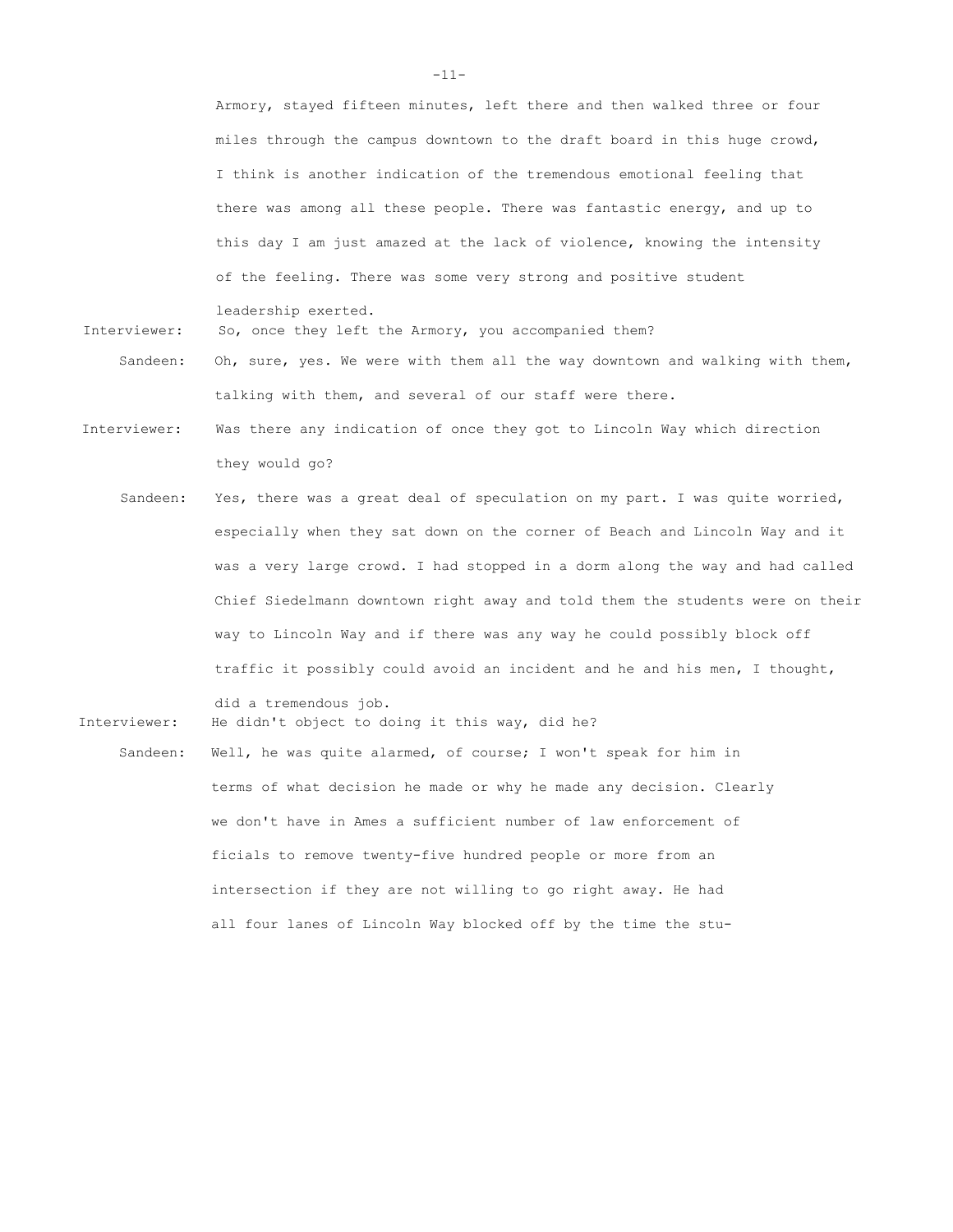Armory, stayed fifteen minutes, left there and then walked three or four miles through the campus downtown to the draft board in this huge crowd, I think is another indication of the tremendous emotional feeling that there was among all these people. There was fantastic energy, and up to this day I am just amazed at the lack of violence, knowing the intensity of the feeling. There was some very strong and positive student leadership exerted.

Interviewer: So, once they left the Armory, you accompanied them?

Sandeen: Oh, sure, yes. We were with them all the way downtown and walking with them, talking with them, and several of our staff were there.

Interviewer: Was there any indication of once they got to Lincoln Way which direction they would go?

Sandeen: Yes, there was a great deal of speculation on my part. I was quite worried, especially when they sat down on the corner of Beach and Lincoln Way and it was a very large crowd. I had stopped in a dorm along the way and had called Chief Siedelmann downtown right away and told them the students were on their way to Lincoln Way and if there was any way he could possibly block off traffic it possibly could avoid an incident and he and his men, I thought, did a tremendous job.

Interviewer: He didn't object to doing it this way, did he?

Sandeen: Well, he was quite alarmed, of course; I won't speak for him in terms of what decision he made or why he made any decision. Clearly we don't have in Ames a sufficient number of law enforcement of ficials to remove twenty-five hundred people or more from an intersection if they are not willing to go right away. He had all four lanes of Lincoln Way blocked off by the time the stu-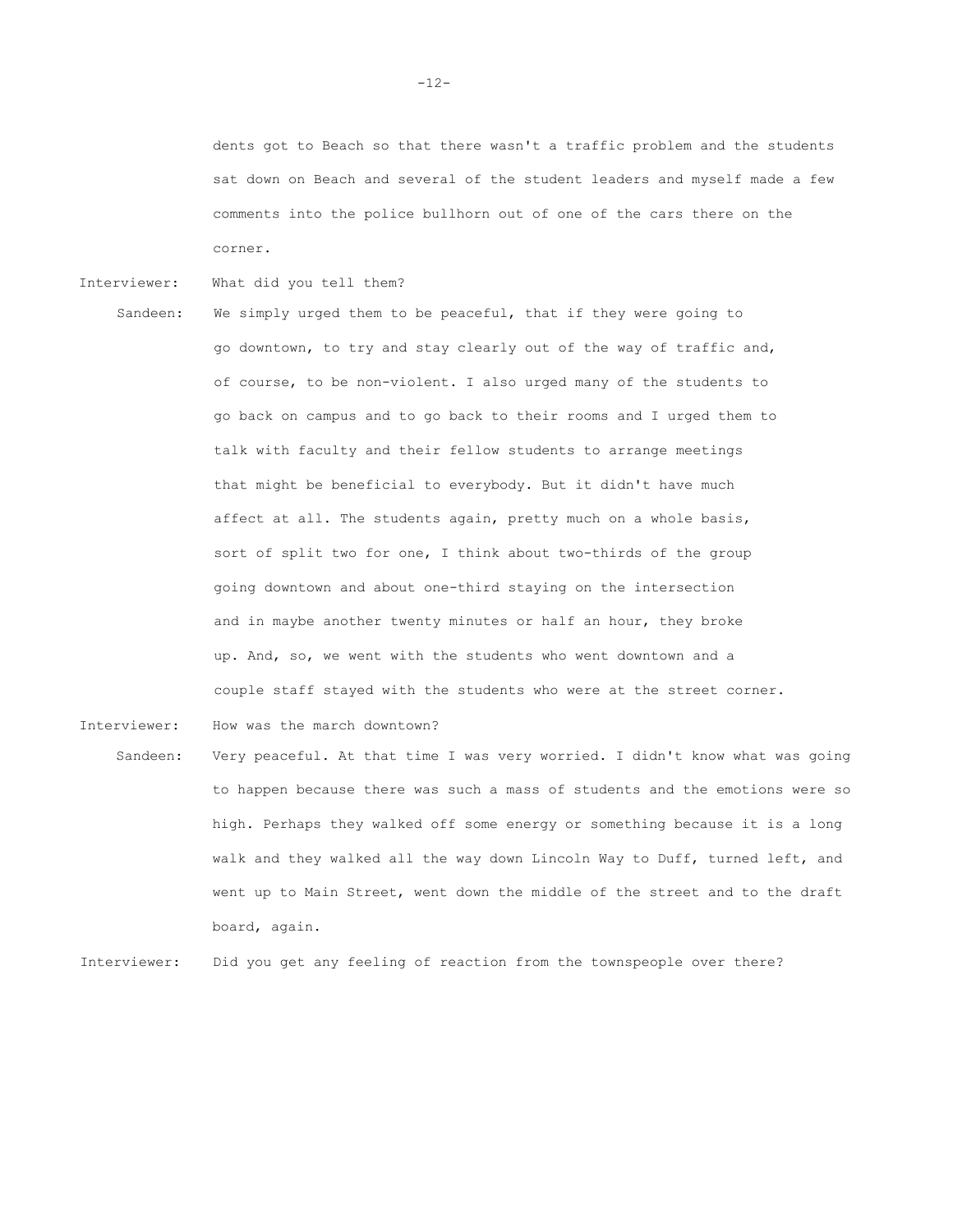dents got to Beach so that there wasn't a traffic problem and the students sat down on Beach and several of the student leaders and myself made a few comments into the police bullhorn out of one of the cars there on the corner.

Interviewer: What did you tell them?

Sandeen: We simply urged them to be peaceful, that if they were going to go downtown, to try and stay clearly out of the way of traffic and, of course, to be non-violent. I also urged many of the students to go back on campus and to go back to their rooms and I urged them to talk with faculty and their fellow students to arrange meetings that might be beneficial to everybody. But it didn't have much affect at all. The students again, pretty much on a whole basis, sort of split two for one, I think about two-thirds of the group going downtown and about one-third staying on the intersection and in maybe another twenty minutes or half an hour, they broke up. And, so, we went with the students who went downtown and a couple staff stayed with the students who were at the street corner.

Interviewer: How was the march downtown?

Sandeen: Very peaceful. At that time I was very worried. I didn't know what was going to happen because there was such a mass of students and the emotions were so high. Perhaps they walked off some energy or something because it is a long walk and they walked all the way down Lincoln Way to Duff, turned left, and went up to Main Street, went down the middle of the street and to the draft board, again.

Interviewer: Did you get any feeling of reaction from the townspeople over there?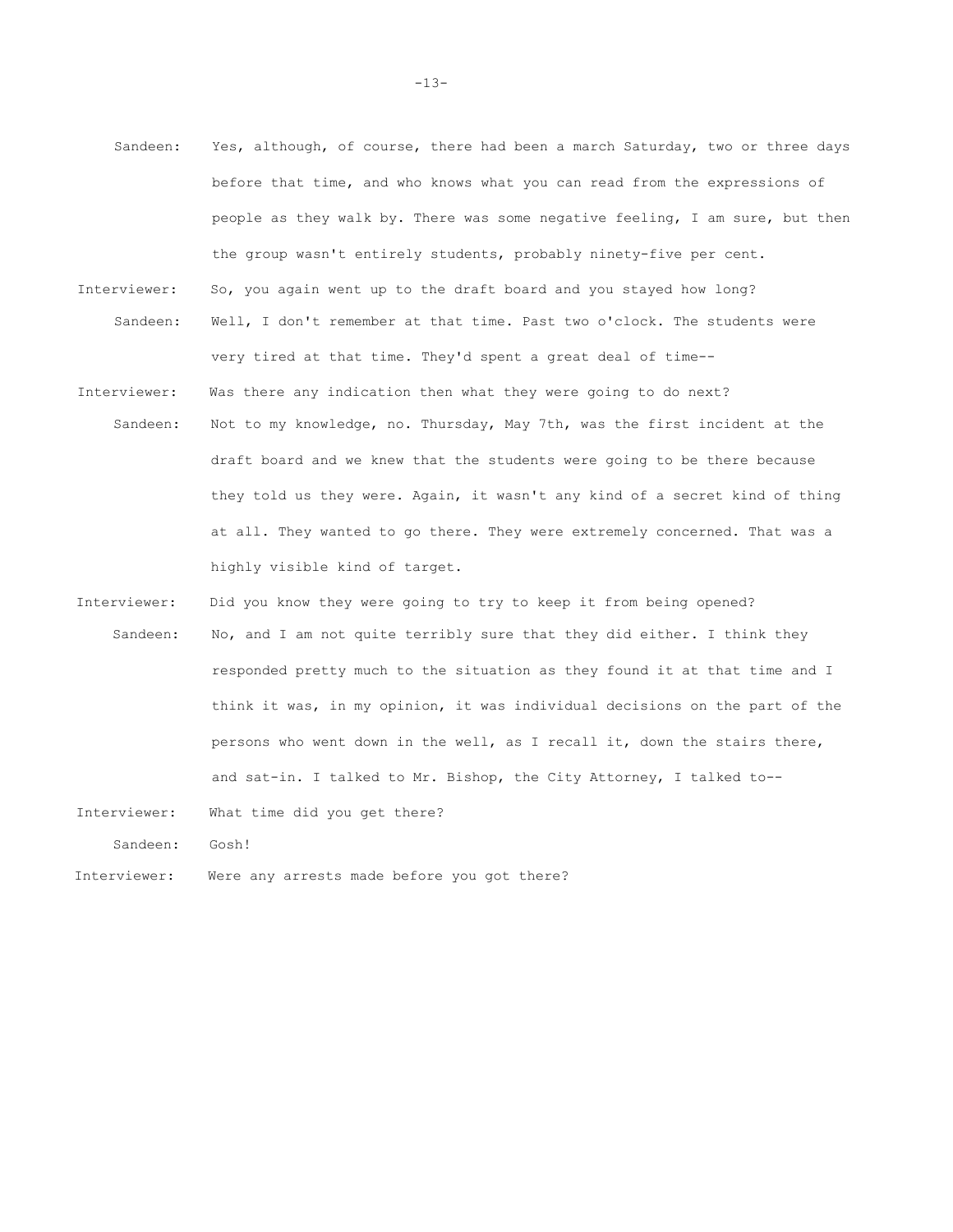Sandeen: Yes, although, of course, there had been a march Saturday, two or three days before that time, and who knows what you can read from the expressions of people as they walk by. There was some negative feeling, I am sure, but then the group wasn't entirely students, probably ninety-five per cent.

Interviewer: So, you again went up to the draft board and you stayed how long?

Sandeen: Well, I don't remember at that time. Past two o'clock. The students were very tired at that time. They'd spent a great deal of time--

Interviewer: Was there any indication then what they were going to do next?

Sandeen: Not to my knowledge, no. Thursday, May 7th, was the first incident at the draft board and we knew that the students were going to be there because they told us they were. Again, it wasn't any kind of a secret kind of thing at all. They wanted to go there. They were extremely concerned. That was a highly visible kind of target.

Interviewer: Did you know they were going to try to keep it from being opened?

Sandeen: No, and I am not quite terribly sure that they did either. I think they responded pretty much to the situation as they found it at that time and I think it was, in my opinion, it was individual decisions on the part of the persons who went down in the well, as I recall it, down the stairs there, and sat-in. I talked to Mr. Bishop, the City Attorney, I talked to--

Interviewer: What time did you get there?

Sandeen: Gosh!

Interviewer: Were any arrests made before you got there?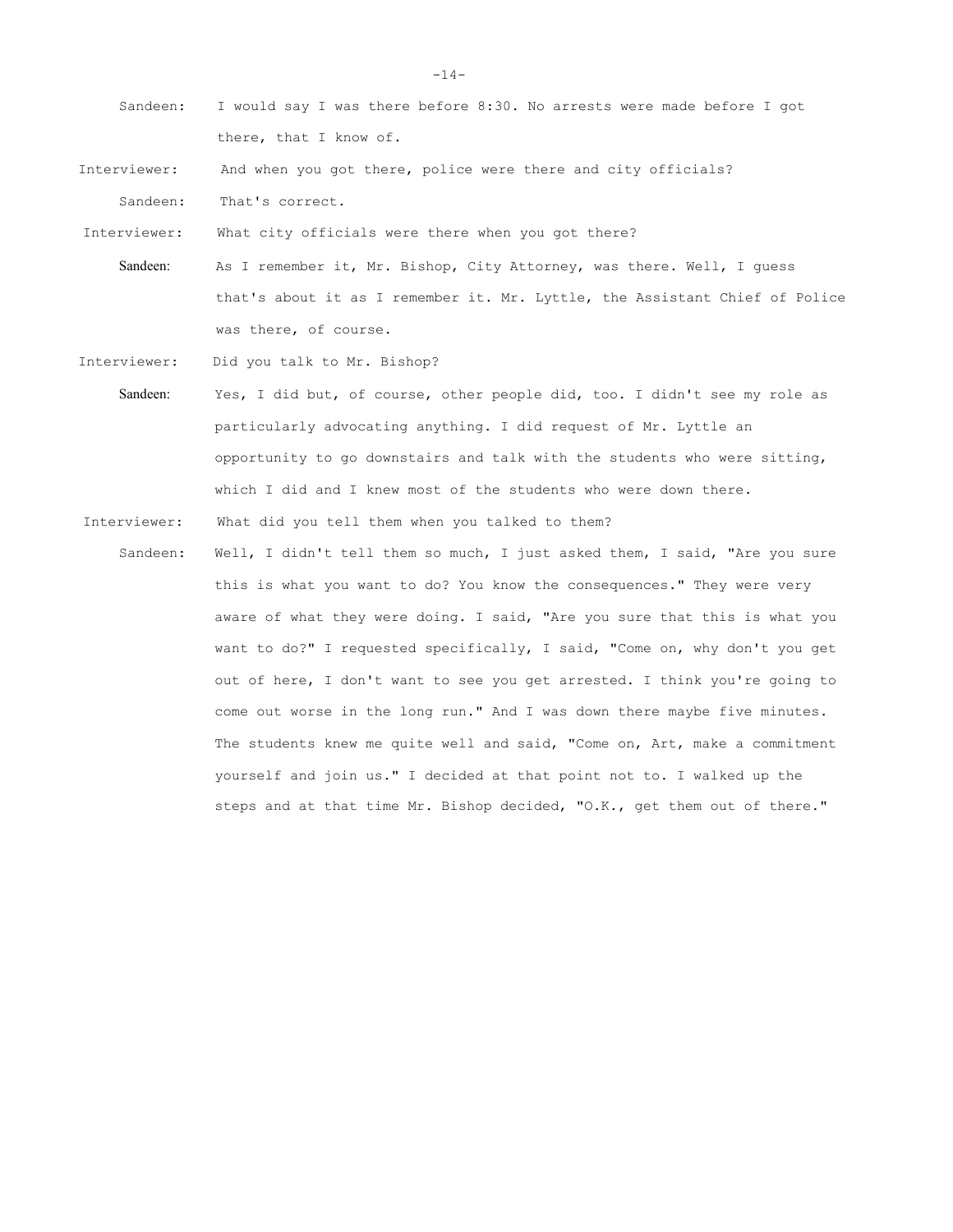Sandeen: I would say I was there before 8:30. No arrests were made before I got there, that I know of.

Interviewer: And when you got there, police were there and city officials?

Sandeen: That's correct.

Interviewer: What city officials were there when you got there?

Sandeen: As I remember it, Mr. Bishop, City Attorney, was there. Well, I guess that's about it as I remember it. Mr. Lyttle, the Assistant Chief of Police was there, of course.

Interviewer: Did you talk to Mr. Bishop?

Sandeen: Yes, I did but, of course, other people did, too. I didn't see my role as particularly advocating anything. I did request of Mr. Lyttle an opportunity to go downstairs and talk with the students who were sitting, which I did and I knew most of the students who were down there.

Interviewer: What did you tell them when you talked to them?

Sandeen: Well, I didn't tell them so much, I just asked them, I said, "Are you sure this is what you want to do? You know the consequences." They were very aware of what they were doing. I said, "Are you sure that this is what you want to do?" I requested specifically, I said, "Come on, why don't you get out of here, I don't want to see you get arrested. I think you're going to come out worse in the long run." And I was down there maybe five minutes. The students knew me quite well and said, "Come on, Art, make a commitment yourself and join us." I decided at that point not to. I walked up the steps and at that time Mr. Bishop decided, "O.K., get them out of there."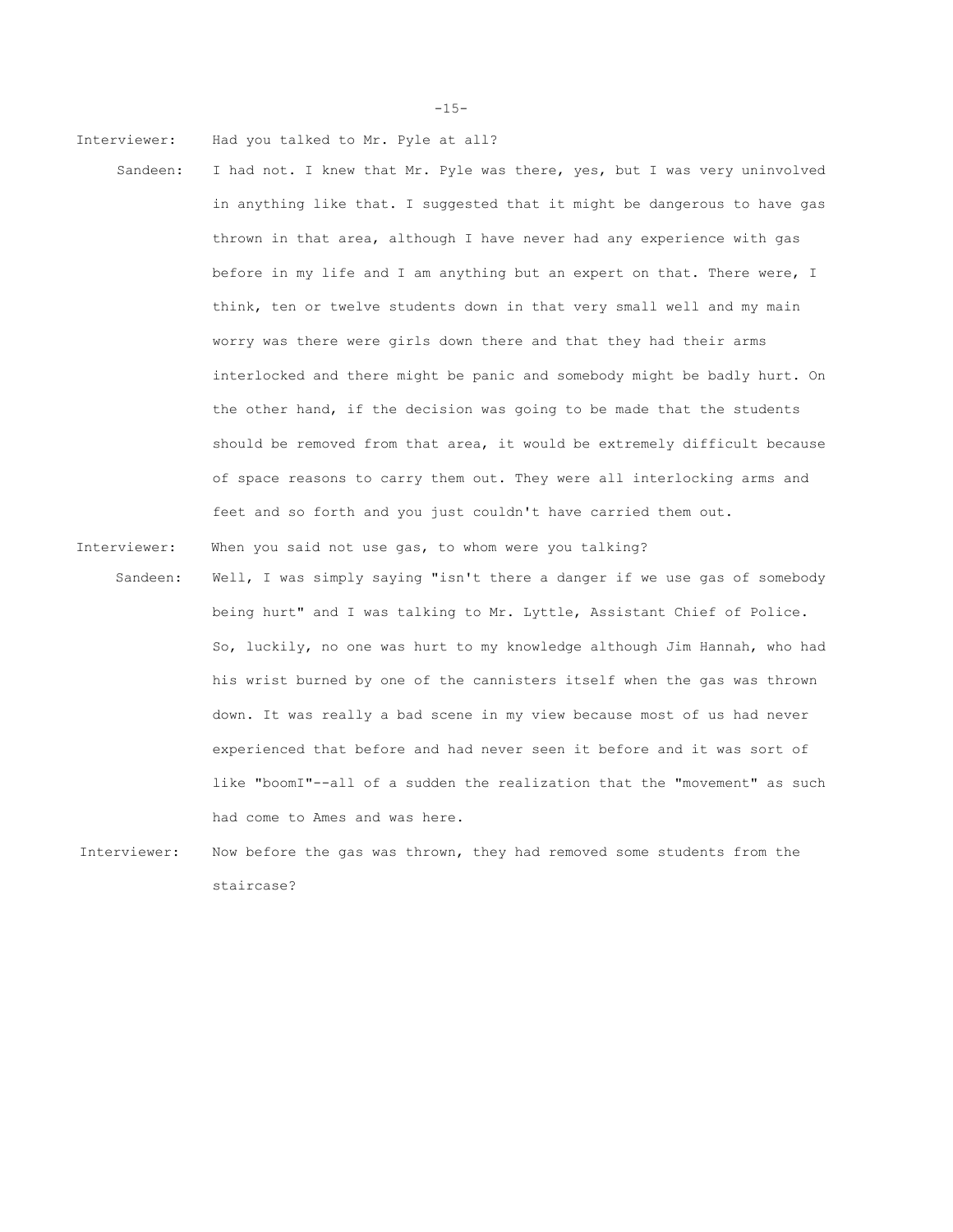Interviewer: Had you talked to Mr. Pyle at all?

Sandeen: I had not. I knew that Mr. Pyle was there, yes, but I was very uninvolved in anything like that. I suggested that it might be dangerous to have gas thrown in that area, although I have never had any experience with gas before in my life and I am anything but an expert on that. There were, I think, ten or twelve students down in that very small well and my main worry was there were girls down there and that they had their arms interlocked and there might be panic and somebody might be badly hurt. On the other hand, if the decision was going to be made that the students should be removed from that area, it would be extremely difficult because of space reasons to carry them out. They were all interlocking arms and feet and so forth and you just couldn't have carried them out.

Interviewer: When you said not use gas, to whom were you talking?

Sandeen: Well, I was simply saying "isn't there a danger if we use gas of somebody being hurt" and I was talking to Mr. Lyttle, Assistant Chief of Police. So, luckily, no one was hurt to my knowledge although Jim Hannah, who had his wrist burned by one of the cannisters itself when the gas was thrown down. It was really a bad scene in my view because most of us had never experienced that before and had never seen it before and it was sort of like "boomI"--all of a sudden the realization that the "movement" as such had come to Ames and was here.

Interviewer: Now before the gas was thrown, they had removed some students from the staircase?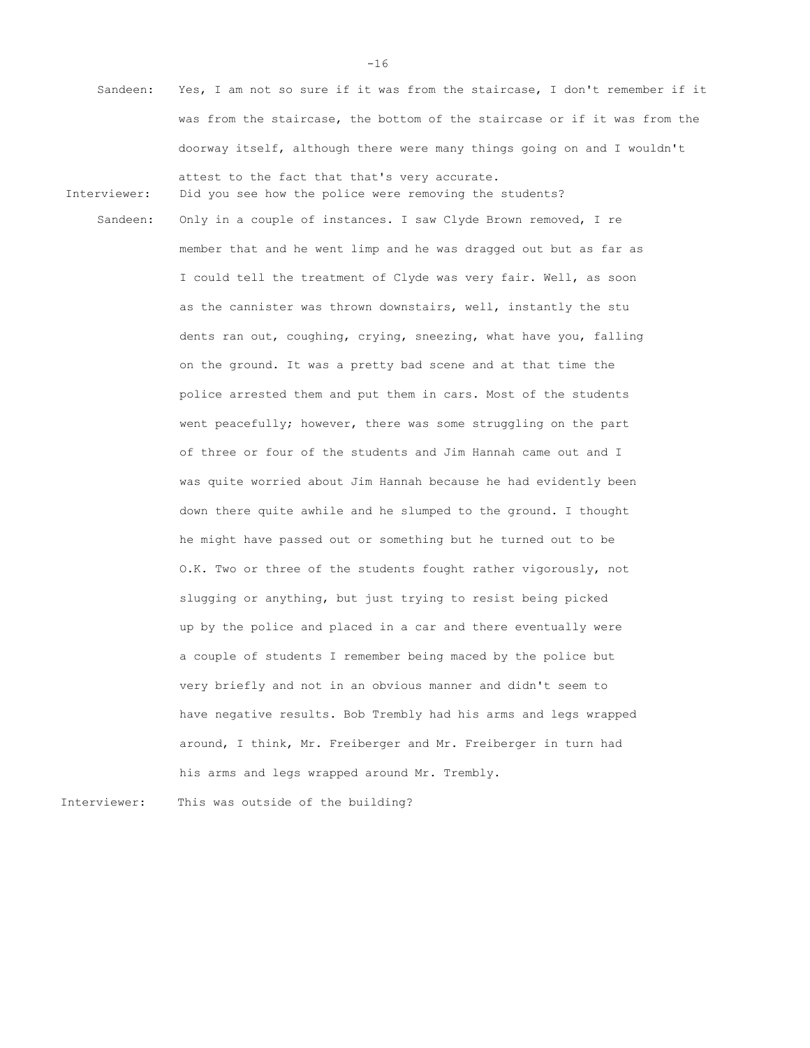**Sandeen:** Yes, I am not so sure if it was from the staircase, I don't remember if it was from the staircase, the bottom of the staircase or if it was from the doorway itself, although there were many things going on and I wouldn't attest to the fact that that's very accurate.

**Interviewer:** Did you see how the police were removing the students?

**Sandeen:** Only in a couple of instances. I saw Clyde Brown removed, I remember that and he went limp and he was dragged out but as far as I could tell the treatment of Clyde was very fair. Well, as soon as the cannister was thrown downstairs, well, instantly the students ran out, coughing, crying, sneezing, what have you, falling on the ground. It was a pretty bad scene and at that time the police arrested them and put them in cars. Most of the students went peacefully; however, there was some struggling on the part of three or four of the students and Jim Hannah came out and I was quite worried about Jim Hannah because he had evidently been down there quite awhile and he slumped to the ground. I thought he might have passed out or something but he turned out to be O.K. Two or three of the students fought rather vigorously, not slugging or anything, but just trying to resist being picked up by the police and placed in a car and there eventually were a couple of students I remember being maced by the police but very briefly and not in an obvious manner and didn't seem to have negative results. Bob Trembly had his arms and legs wrapped around, I think, Mr. Freiberger and Mr. Freiberger in turn had his arms and legs wrapped around Mr. Trembly.

**Interviewer:** This was outside of the building?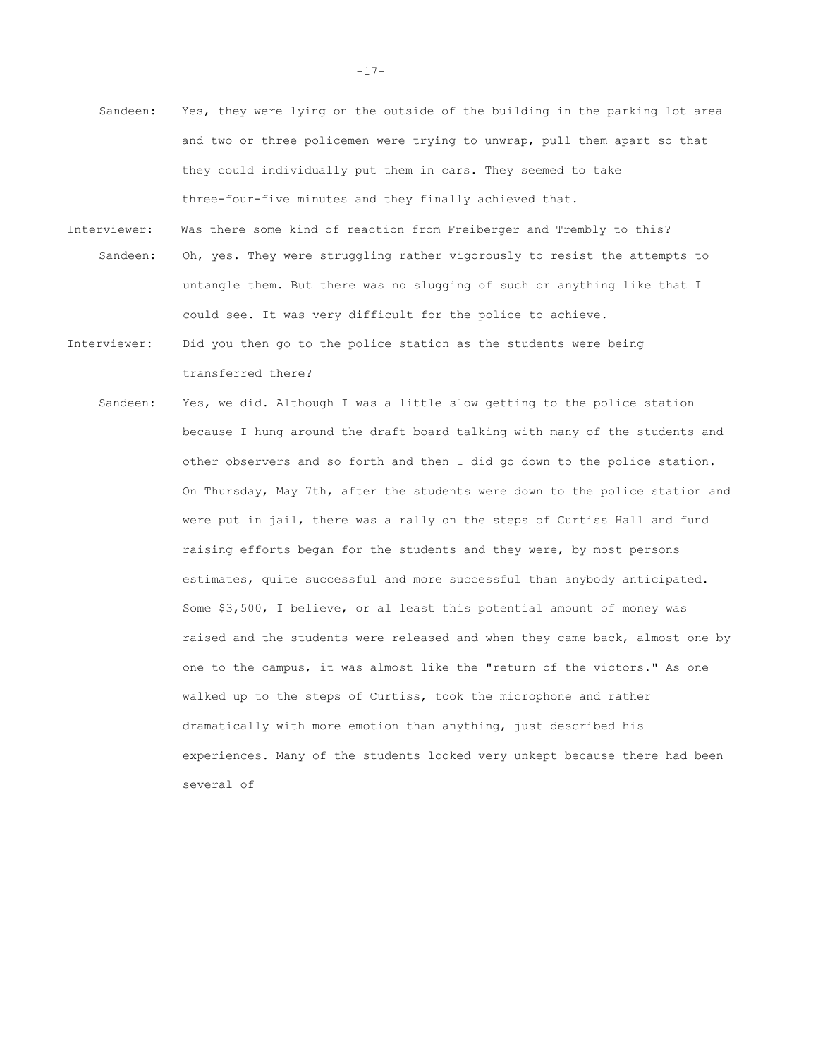Sandeen: Yes, they were lying on the outside of the building in the parking lot area and two or three policemen were trying to unwrap, pull them apart so that they could individually put them in cars. They seemed to take three-four-five minutes and they finally achieved that.

Interviewer: Was there some kind of reaction from Freiberger and Trembly to this?

Sandeen: Oh, yes. They were struggling rather vigorously to resist the attempts to untangle them. But there was no slugging of such or anything like that I could see. It was very difficult for the police to achieve.

Interviewer: Did you then go to the police station as the students were being transferred there?

Sandeen: Yes, we did. Although I was a little slow getting to the police station because I hung around the draft board talking with many of the students and other observers and so forth and then I did go down to the police station. On Thursday, May 7th, after the students were down to the police station and were put in jail, there was a rally on the steps of Curtiss Hall and fund raising efforts began for the students and they were, by most persons estimates, quite successful and more successful than anybody anticipated. Some $3,500, I believe, or al least this potential amount of money was raised and the students were released and when they came back, almost one by one to the campus, it was almost like the "return of the victors." As one walked up to the steps of Curtiss, took the microphone and rather dramatically with more emotion than anything, just described his experiences. Many of the students looked very unkept because there had been several of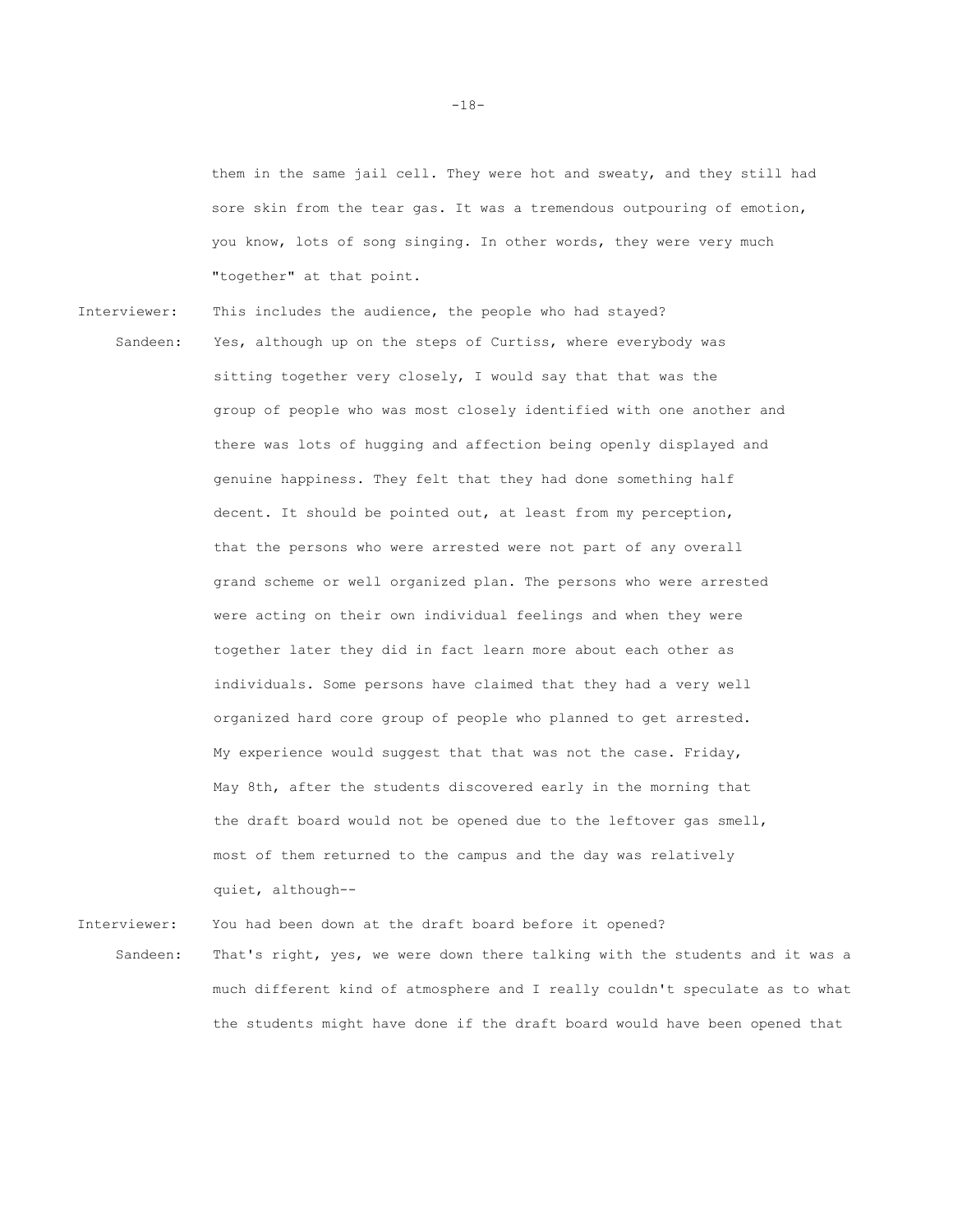them in the same jail cell. They were hot and sweaty, and they still had sore skin from the tear gas. It was a tremendous outpouring of emotion, you know, lots of song singing. In other words, they were very much "together" at that point.

**Interviewer:** This includes the audience, the people who had stayed?

**Sandeen:** Yes, although up on the steps of Curtiss, where everybody was sitting together very closely, I would say that that was the group of people who was most closely identified with one another and there was lots of hugging and affection being openly displayed and genuine happiness. They felt that they had done something half decent. It should be pointed out, at least from my perception, that the persons who were arrested were not part of any overall grand scheme or well organized plan. The persons who were arrested were acting on their own individual feelings and when they were together later they did in fact learn more about each other as individuals. Some persons have claimed that they had a very well organized hard core group of people who planned to get arrested. My experience would suggest that that was not the case. Friday, May 8th, after the students discovered early in the morning that the draft board would not be opened due to the leftover gas smell, most of them returned to the campus and the day was relatively quiet, although--

**Interviewer:** You had been down at the draft board before it opened?

**Sandeen:** That's right, yes, we were down there talking with the students and it was a much different kind of atmosphere and I really couldn't speculate as to what the students might have done if the draft board would have been opened that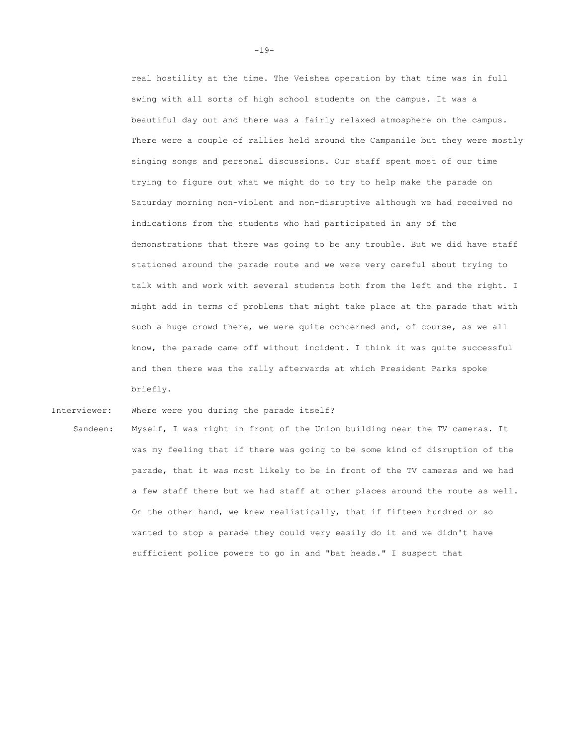real hostility at the time. The Veishea operation by that time was in full swing with all sorts of high school students on the campus. It was a beautiful day out and there was a fairly relaxed atmosphere on the campus. There were a couple of rallies held around the Campanile but they were mostly singing songs and personal discussions. Our staff spent most of our time trying to figure out what we might do to try to help make the parade on Saturday morning non-violent and non-disruptive although we had received no indications from the students who had participated in any of the demonstrations that there was going to be any trouble. But we did have staff stationed around the parade route and we were very careful about trying to talk with and work with several students both from the left and the right. I might add in terms of problems that might take place at the parade that with such a huge crowd there, we were quite concerned and, of course, as we all know, the parade came off without incident. I think it was quite successful and then there was the rally afterwards at which President Parks spoke briefly.

Interviewer: Where were you during the parade itself?

Sandeen: Myself, I was right in front of the Union building near the TV cameras. It was my feeling that if there was going to be some kind of disruption of the parade, that it was most likely to be in front of the TV cameras and we had a few staff there but we had staff at other places around the route as well. On the other hand, we knew realistically, that if fifteen hundred or so wanted to stop a parade they could very easily do it and we didn't have sufficient police powers to go in and "bat heads." I suspect that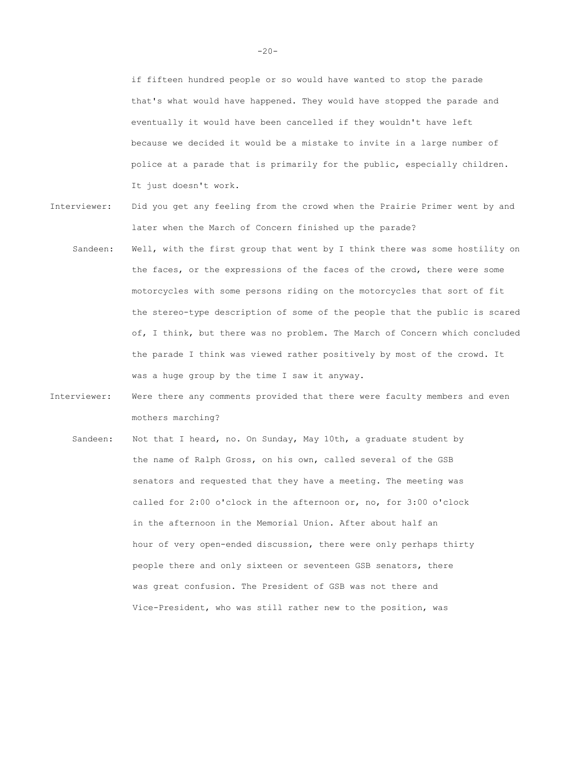if fifteen hundred people or so would have wanted to stop the parade that's what would have happened. They would have stopped the parade and eventually it would have been cancelled if they wouldn't have left because we decided it would be a mistake to invite in a large number of police at a parade that is primarily for the public, especially children. It just doesn't work.

Interviewer: Did you get any feeling from the crowd when the Prairie Primer went by and later when the March of Concern finished up the parade?

Sandeen: Well, with the first group that went by I think there was some hostility on the faces, or the expressions of the faces of the crowd, there were some motorcycles with some persons riding on the motorcycles that sort of fit the stereo-type description of some of the people that the public is scared of, I think, but there was no problem. The March of Concern which concluded the parade I think was viewed rather positively by most of the crowd. It was a huge group by the time I saw it anyway.

Interviewer: Were there any comments provided that there were faculty members and even mothers marching?

Sandeen: Not that I heard, no. On Sunday, May 10th, a graduate student by the name of Ralph Gross, on his own, called several of the GSB senators and requested that they have a meeting. The meeting was called for 2:00 o'clock in the afternoon or, no, for 3:00 o'clock in the afternoon in the Memorial Union. After about half an hour of very open-ended discussion, there were only perhaps thirty people there and only sixteen or seventeen GSB senators, there was great confusion. The President of GSB was not there and Vice-President, who was still rather new to the position, was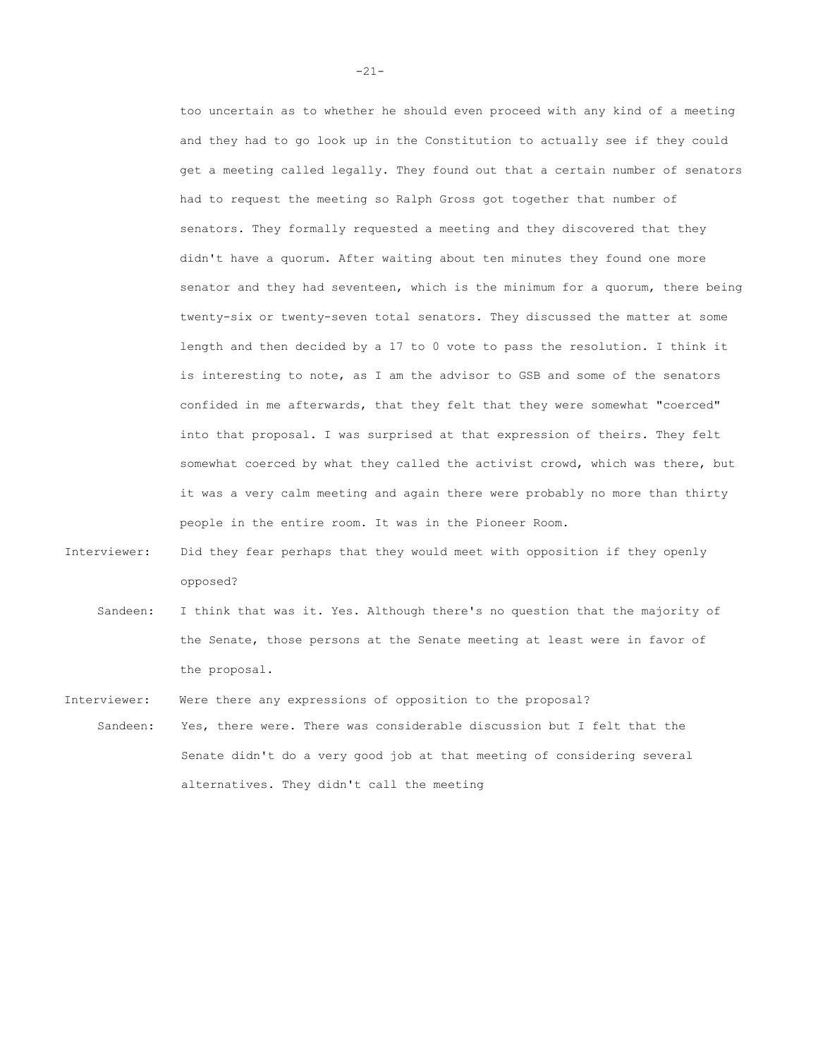too uncertain as to whether he should even proceed with any kind of a meeting and they had to go look up in the Constitution to actually see if they could get a meeting called legally. They found out that a certain number of senators had to request the meeting so Ralph Gross got together that number of senators. They formally requested a meeting and they discovered that they didn't have a quorum. After waiting about ten minutes they found one more senator and they had seventeen, which is the minimum for a quorum, there being twenty-six or twenty-seven total senators. They discussed the matter at some length and then decided by a 17 to 0 vote to pass the resolution. I think it is interesting to note, as I am the advisor to GSB and some of the senators confided in me afterwards, that they felt that they were somewhat "coerced" into that proposal. I was surprised at that expression of theirs. They felt somewhat coerced by what they called the activist crowd, which was there, but it was a very calm meeting and again there were probably no more than thirty people in the entire room. It was in the Pioneer Room.

Interviewer: Did they fear perhaps that they would meet with opposition if they openly opposed?

Sandeen: I think that was it. Yes. Although there's no question that the majority of the Senate, those persons at the Senate meeting at least were in favor of the proposal.

Interviewer: Were there any expressions of opposition to the proposal?

Sandeen: Yes, there were. There was considerable discussion but I felt that the Senate didn't do a very good job at that meeting of considering several alternatives. They didn't call the meeting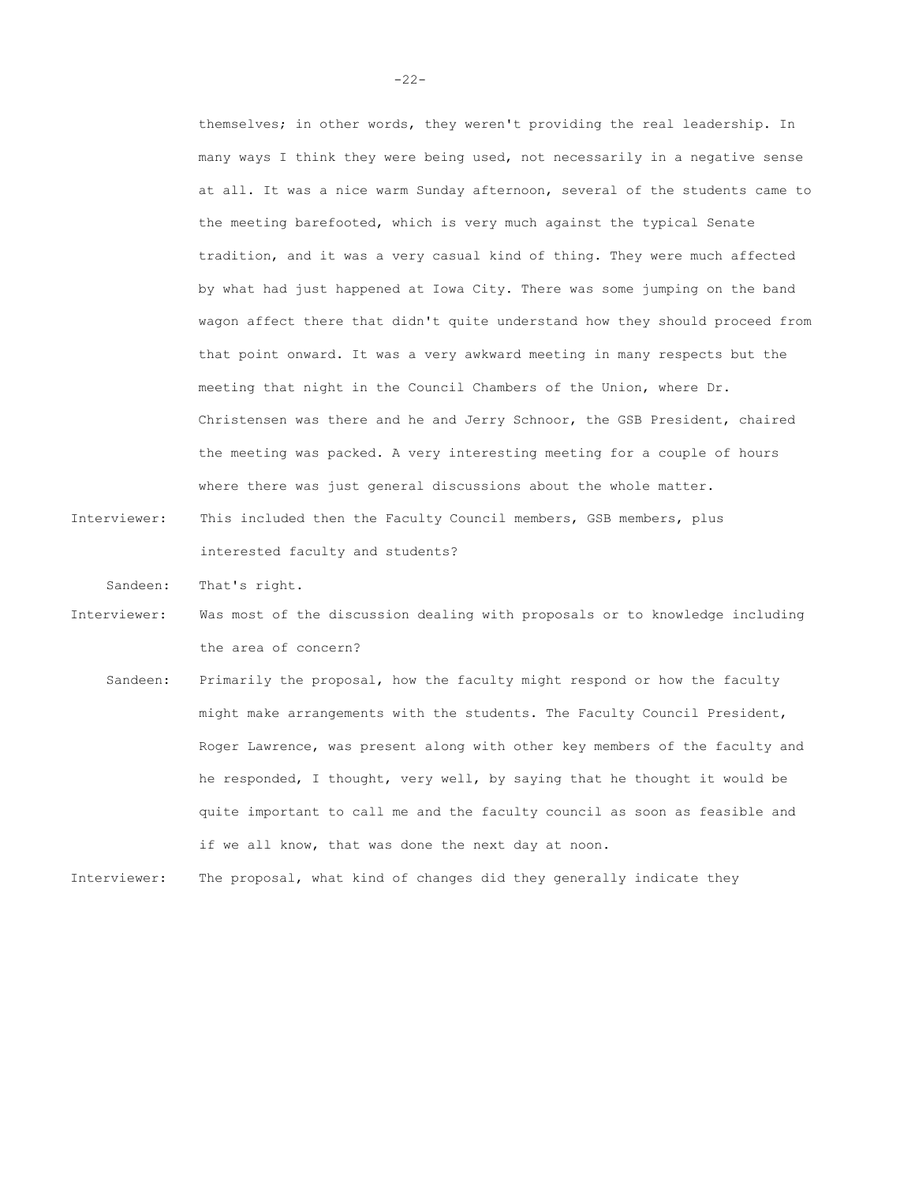themselves; in other words, they weren't providing the real leadership. In many ways I think they were being used, not necessarily in a negative sense at all. It was a nice warm Sunday afternoon, several of the students came to the meeting barefooted, which is very much against the typical Senate tradition, and it was a very casual kind of thing. They were much affected by what had just happened at Iowa City. There was some jumping on the band wagon affect there that didn't quite understand how they should proceed from that point onward. It was a very awkward meeting in many respects but the meeting that night in the Council Chambers of the Union, where Dr. Christensen was there and he and Jerry Schnoor, the GSB President, chaired the meeting was packed. A very interesting meeting for a couple of hours where there was just general discussions about the whole matter.

Interviewer: This included then the Faculty Council members, GSB members, plus interested faculty and students?

Sandeen: That's right.

Interviewer: Was most of the discussion dealing with proposals or to knowledge including the area of concern?

Sandeen: Primarily the proposal, how the faculty might respond or how the faculty might make arrangements with the students. The Faculty Council President, Roger Lawrence, was present along with other key members of the faculty and he responded, I thought, very well, by saying that he thought it would be quite important to call me and the faculty council as soon as feasible and if we all know, that was done the next day at noon.

Interviewer: The proposal, what kind of changes did they generally indicate they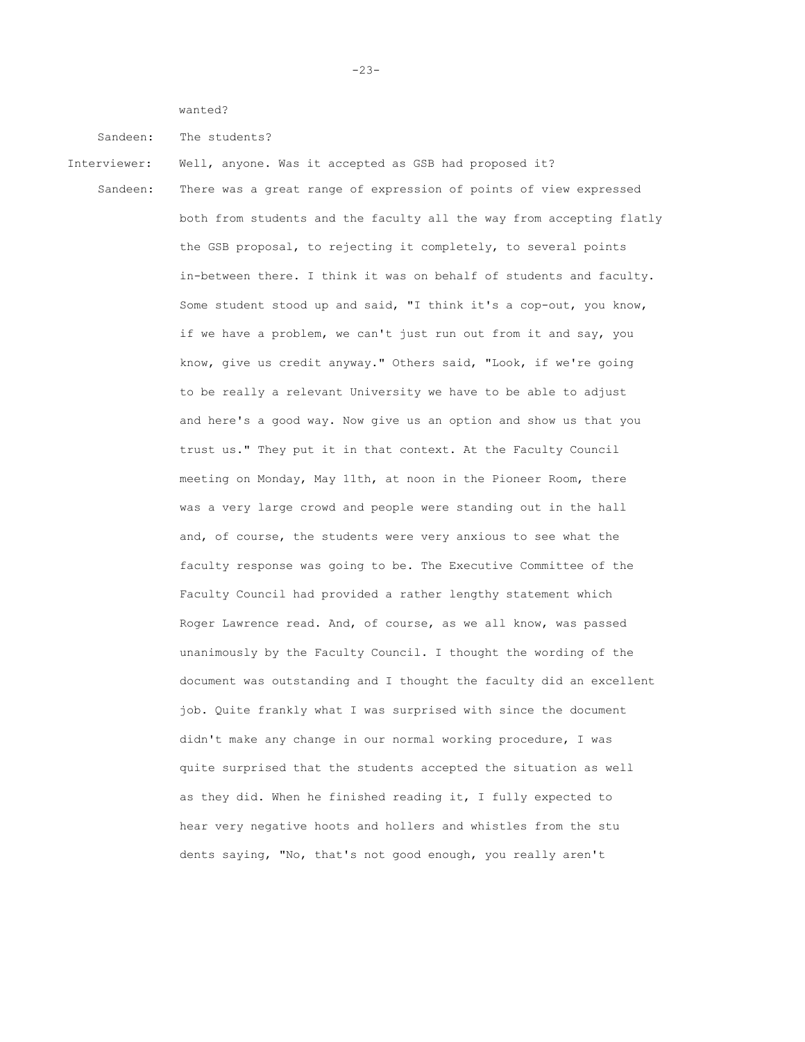wanted?

Sandeen: The students?

Interviewer: Well, anyone. Was it accepted as GSB had proposed it?

Sandeen: There was a great range of expression of points of view expressed both from students and the faculty all the way from accepting flatly the GSB proposal, to rejecting it completely, to several points in-between there. I think it was on behalf of students and faculty. Some student stood up and said, "I think it's a cop-out, you know, if we have a problem, we can't just run out from it and say, you know, give us credit anyway." Others said, "Look, if we're going to be really a relevant University we have to be able to adjust and here's a good way. Now give us an option and show us that you trust us." They put it in that context. At the Faculty Council meeting on Monday, May 11th, at noon in the Pioneer Room, there was a very large crowd and people were standing out in the hall and, of course, the students were very anxious to see what the faculty response was going to be. The Executive Committee of the Faculty Council had provided a rather lengthy statement which Roger Lawrence read. And, of course, as we all know, was passed unanimously by the Faculty Council. I thought the wording of the document was outstanding and I thought the faculty did an excellent job. Quite frankly what I was surprised with since the document didn't make any change in our normal working procedure, I was quite surprised that the students accepted the situation as well as they did. When he finished reading it, I fully expected to hear very negative hoots and hollers and whistles from the students saying, "No, that's not good enough, you really aren't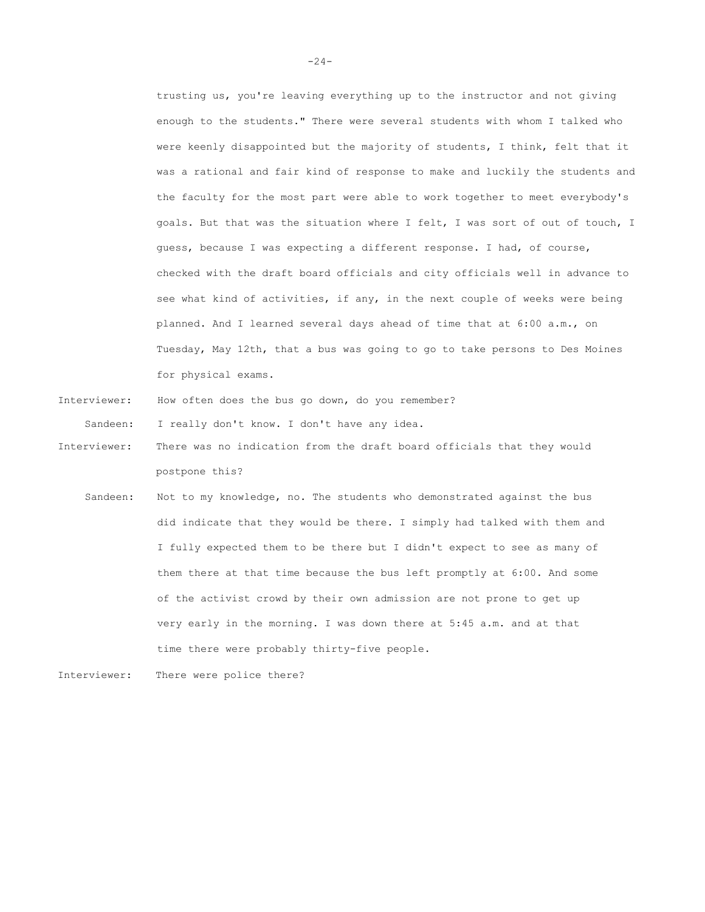trusting us, you're leaving everything up to the instructor and not giving enough to the students." There were several students with whom I talked who were keenly disappointed but the majority of students, I think, felt that it was a rational and fair kind of response to make and luckily the students and the faculty for the most part were able to work together to meet everybody's goals. But that was the situation where I felt, I was sort of out of touch, I guess, because I was expecting a different response. I had, of course, checked with the draft board officials and city officials well in advance to see what kind of activities, if any, in the next couple of weeks were being planned. And I learned several days ahead of time that at 6:00 a.m., on Tuesday, May 12th, that a bus was going to go to take persons to Des Moines for physical exams.

Interviewer: How often does the bus go down, do you remember?

Sandeen: I really don't know. I don't have any idea.

Interviewer: There was no indication from the draft board officials that they would postpone this?

Sandeen: Not to my knowledge, no. The students who demonstrated against the bus did indicate that they would be there. I simply had talked with them and I fully expected them to be there but I didn't expect to see as many of them there at that time because the bus left promptly at 6:00. And some of the activist crowd by their own admission are not prone to get up very early in the morning. I was down there at 5:45 a.m. and at that time there were probably thirty-five people.

Interviewer: There were police there?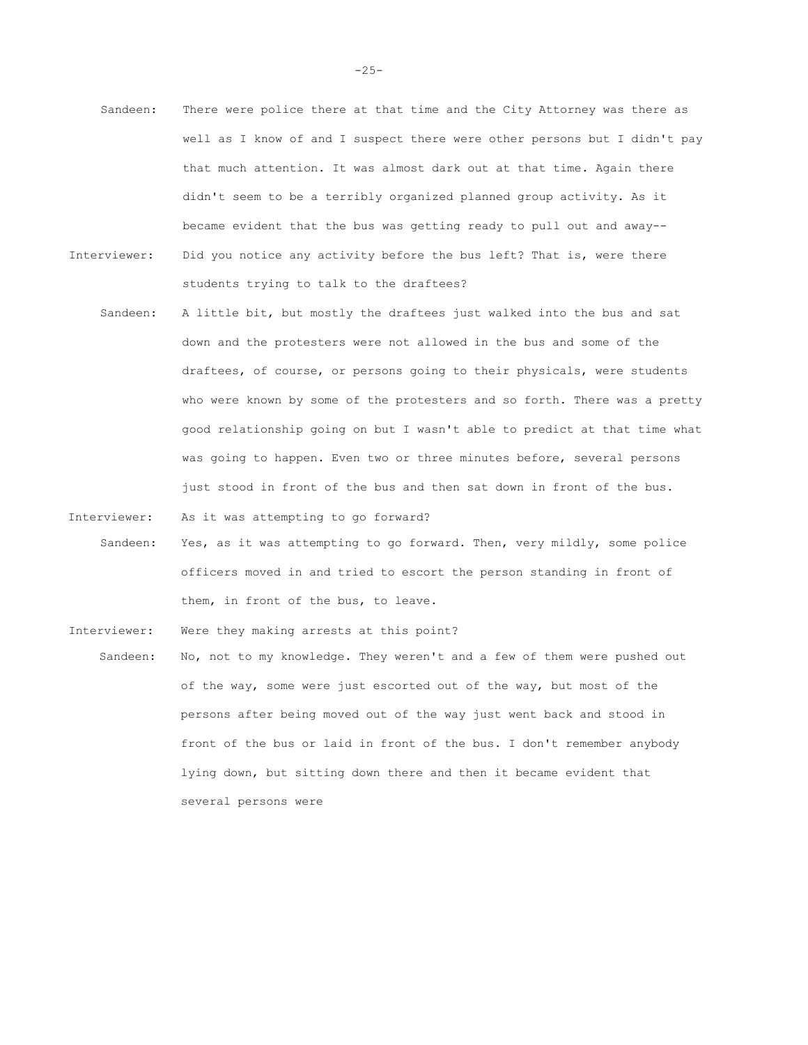Sandeen: There were police there at that time and the City Attorney was there as well as I know of and I suspect there were other persons but I didn't pay that much attention. It was almost dark out at that time. Again there didn't seem to be a terribly organized planned group activity. As it became evident that the bus was getting ready to pull out and away--

Interviewer: Did you notice any activity before the bus left? That is, were there students trying to talk to the draftees?

Sandeen: A little bit, but mostly the draftees just walked into the bus and sat down and the protesters were not allowed in the bus and some of the draftees, of course, or persons going to their physicals, were students who were known by some of the protesters and so forth. There was a pretty good relationship going on but I wasn't able to predict at that time what was going to happen. Even two or three minutes before, several persons just stood in front of the bus and then sat down in front of the bus.

Interviewer: As it was attempting to go forward?

Sandeen: Yes, as it was attempting to go forward. Then, very mildly, some police officers moved in and tried to escort the person standing in front of them, in front of the bus, to leave.

Interviewer: Were they making arrests at this point?

Sandeen: No, not to my knowledge. They weren't and a few of them were pushed out of the way, some were just escorted out of the way, but most of the persons after being moved out of the way just went back and stood in front of the bus or laid in front of the bus. I don't remember anybody lying down, but sitting down there and then it became evident that several persons were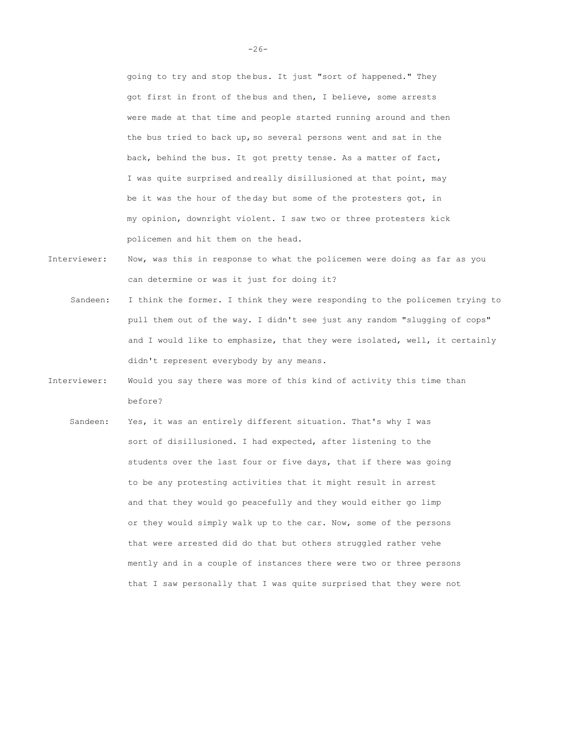going to try and stop the bus. It just "sort of happened." They got first in front of the bus and then, I believe, some arrests were made at that time and people started running around and then the bus tried to back up, so several persons went and sat in the back, behind the bus. It got pretty tense. As a matter of fact, I was quite surprised and really disillusioned at that point, may be it was the hour of the day but some of the protesters got, in my opinion, downright violent. I saw two or three protesters kick policemen and hit them on the head.

Interviewer: Now, was this in response to what the policemen were doing as far as you can determine or was it just for doing it?

Sandeen: I think the former. I think they were responding to the policemen trying to pull them out of the way. I didn't see just any random "slugging of cops" and I would like to emphasize, that they were isolated, well, it certainly didn't represent everybody by any means.

Interviewer: Would you say there was more of this kind of activity this time than before?

Sandeen: Yes, it was an entirely different situation. That's why I was sort of disillusioned. I had expected, after listening to the students over the last four or five days, that if there was going to be any protesting activities that it might result in arrest and that they would go peacefully and they would either go limp or they would simply walk up to the car. Now, some of the persons that were arrested did do that but others struggled rather vehemently and in a couple of instances there were two or three persons that I saw personally that I was quite surprised that they were not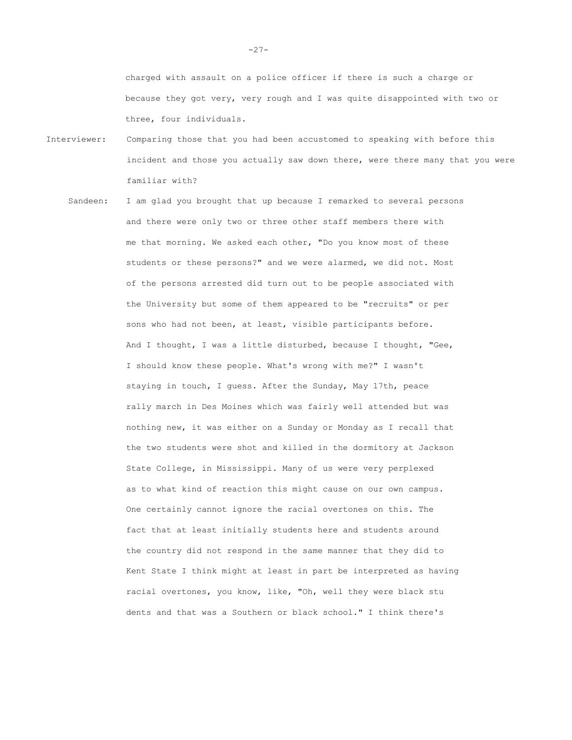charged with assault on a police officer if there is such a charge or because they got very, very rough and I was quite disappointed with two or three, four individuals.

Interviewer: Comparing those that you had been accustomed to speaking with before this incident and those you actually saw down there, were there many that you were familiar with?

Sandeen: I am glad you brought that up because I remarked to several persons and there were only two or three other staff members there with me that morning. We asked each other, "Do you know most of these students or these persons?" and we were alarmed, we did not. Most of the persons arrested did turn out to be people associated with the University but some of them appeared to be "recruits" or persons who had not been, at least, visible participants before. And I thought, I was a little disturbed, because I thought, "Gee, I should know these people. What's wrong with me?" I wasn't staying in touch, I guess. After the Sunday, May 17th, peace rally march in Des Moines which was fairly well attended but was nothing new, it was either on a Sunday or Monday as I recall that the two students were shot and killed in the dormitory at Jackson State College, in Mississippi. Many of us were very perplexed as to what kind of reaction this might cause on our own campus. One certainly cannot ignore the racial overtones on this. The fact that at least initially students here and students around the country did not respond in the same manner that they did to Kent State I think might at least in part be interpreted as having racial overtones, you know, like, "Oh, well they were black students and that was a Southern or black school." I think there's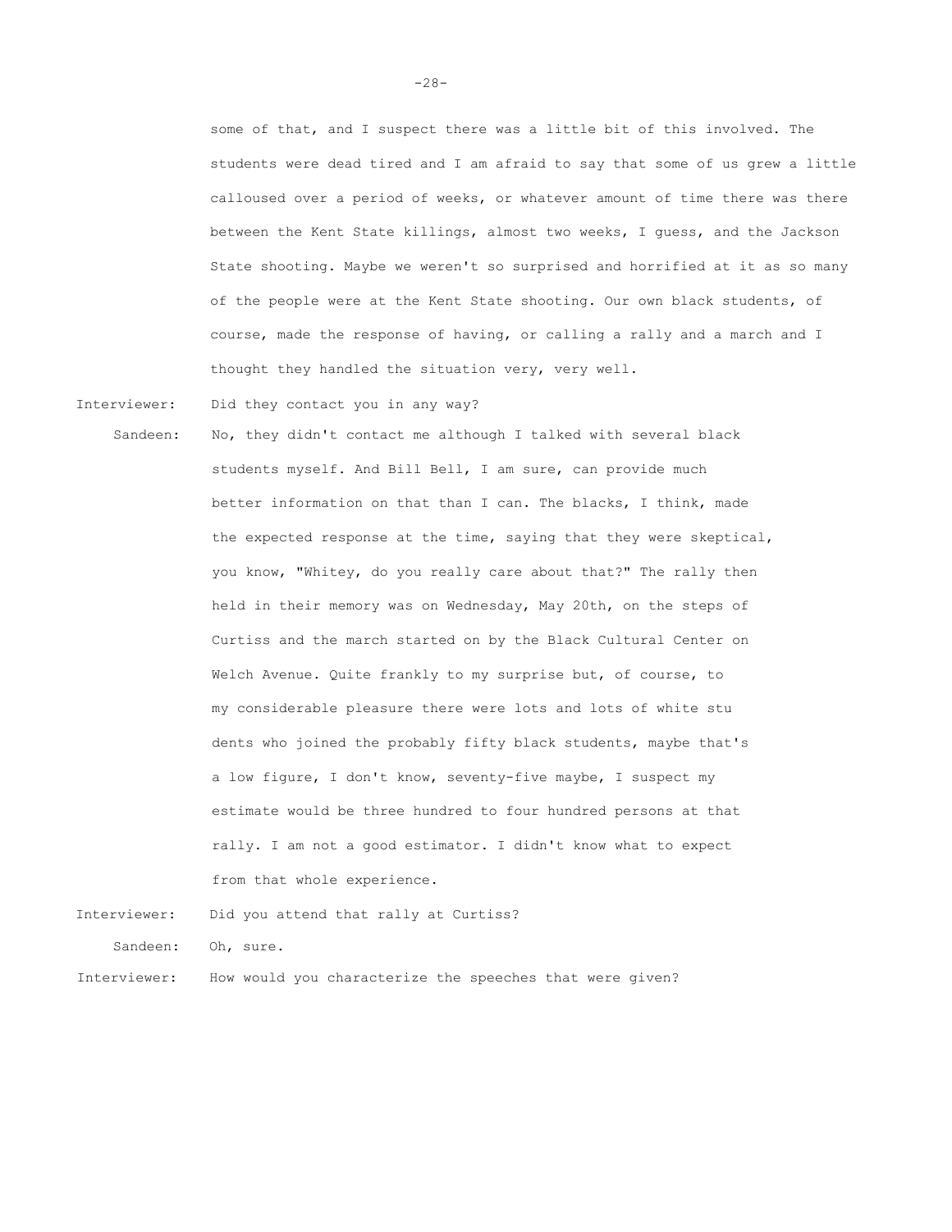some of that, and I suspect there was a little bit of this involved. The students were dead tired and I am afraid to say that some of us grew a little calloused over a period of weeks, or whatever amount of time there was there between the Kent State killings, almost two weeks, I guess, and the Jackson State shooting. Maybe we weren't so surprised and horrified at it as so many of the people were at the Kent State shooting. Our own black students, of course, made the response of having, or calling a rally and a march and I thought they handled the situation very, very well.

**Interviewer:** Did they contact you in any way?

**Sandeen:** No, they didn't contact me although I talked with several black students myself. And Bill Bell, I am sure, can provide much better information on that than I can. The blacks, I think, made the expected response at the time, saying that they were skeptical, you know, "Whitey, do you really care about that?" The rally then held in their memory was on Wednesday, May 20th, on the steps of Curtiss and the march started on by the Black Cultural Center on Welch Avenue. Quite frankly to my surprise but, of course, to my considerable pleasure there were lots and lots of white students who joined the probably fifty black students, maybe that's a low figure, I don't know, seventy-five maybe, I suspect my estimate would be three hundred to four hundred persons at that rally. I am not a good estimator. I didn't know what to expect from that whole experience.

**Interviewer:** Did you attend that rally at Curtiss?

**Sandeen:** Oh, sure.

**Interviewer:** How would you characterize the speeches that were given?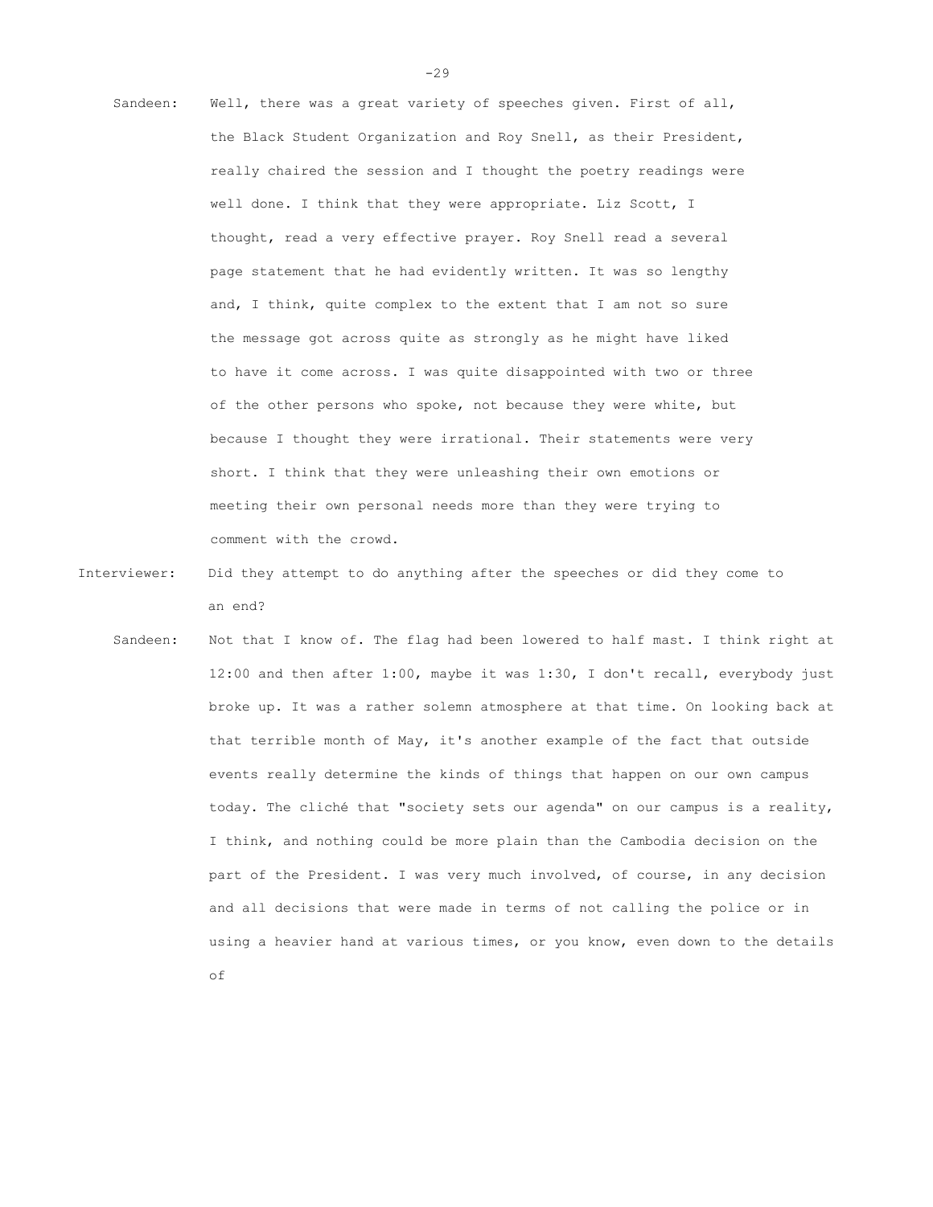**Sandeen:** Well, there was a great variety of speeches given. First of all, the Black Student Organization and Roy Snell, as their President, really chaired the session and I thought the poetry readings were well done. I think that they were appropriate. Liz Scott, I thought, read a very effective prayer. Roy Snell read a several page statement that he had evidently written. It was so lengthy and, I think, quite complex to the extent that I am not so sure the message got across quite as strongly as he might have liked to have it come across. I was quite disappointed with two or three of the other persons who spoke, not because they were white, but because I thought they were irrational. Their statements were very short. I think that they were unleashing their own emotions or meeting their own personal needs more than they were trying to comment with the crowd.

**Interviewer:** Did they attempt to do anything after the speeches or did they come to an end?

**Sandeen:** Not that I know of. The flag had been lowered to half mast. I think right at 12:00 and then after 1:00, maybe it was 1:30, I don't recall, everybody just broke up. It was a rather solemn atmosphere at that time. On looking back at that terrible month of May, it's another example of the fact that outside events really determine the kinds of things that happen on our own campus today. The cliché that "society sets our agenda" on our campus is a reality, I think, and nothing could be more plain than the Cambodia decision on the part of the President. I was very much involved, of course, in any decision and all decisions that were made in terms of not calling the police or in using a heavier hand at various times, or you know, even down to the details of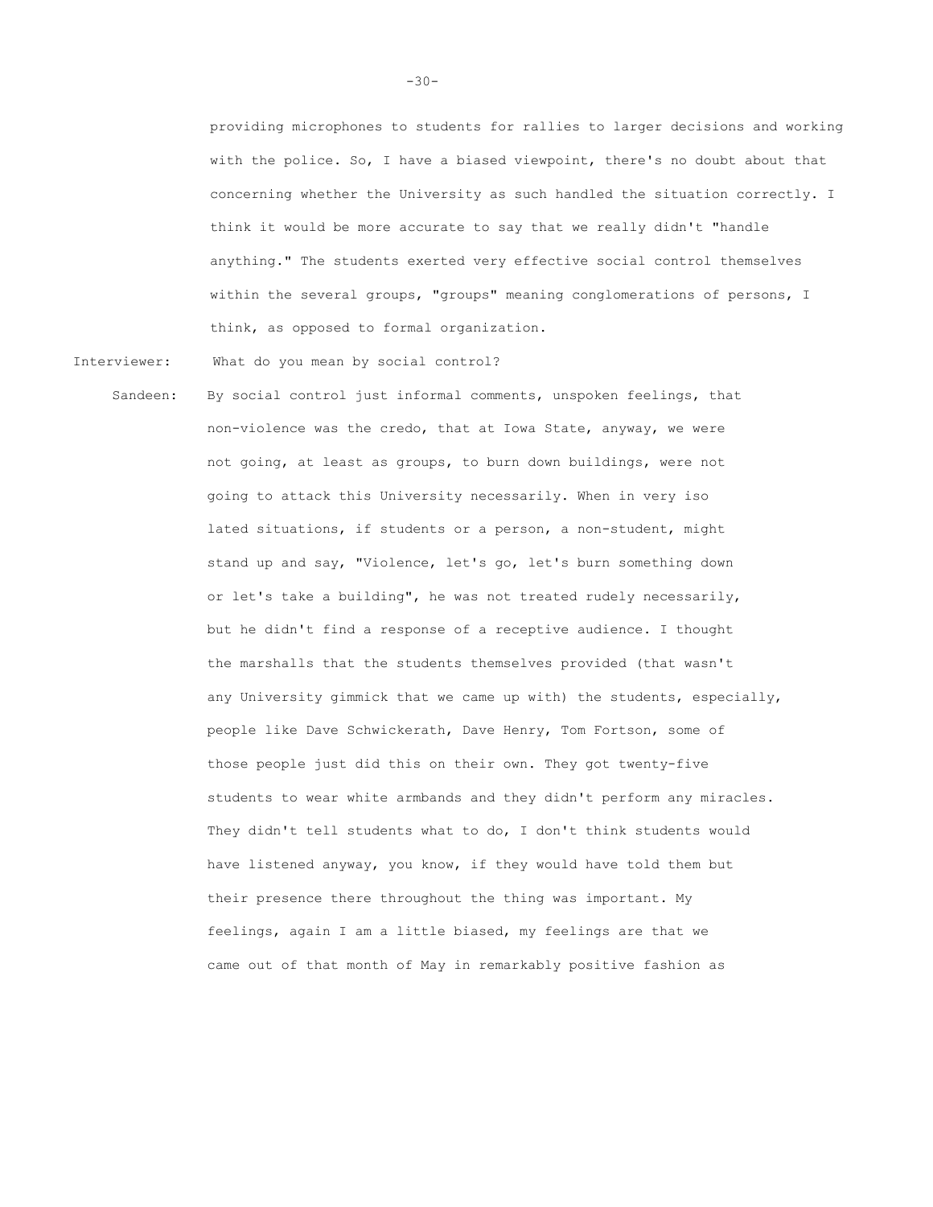providing microphones to students for rallies to larger decisions and working with the police. So, I have a biased viewpoint, there's no doubt about that concerning whether the University as such handled the situation correctly. I think it would be more accurate to say that we really didn't "handle anything." The students exerted very effective social control themselves within the several groups, "groups" meaning conglomerations of persons, I think, as opposed to formal organization.

Interviewer: What do you mean by social control?

Sandeen: By social control just informal comments, unspoken feelings, that non-violence was the credo, that at Iowa State, anyway, we were not going, at least as groups, to burn down buildings, were not going to attack this University necessarily. When in very isolated situations, if students or a person, a non-student, might stand up and say, "Violence, let's go, let's burn something down or let's take a building", he was not treated rudely necessarily, but he didn't find a response of a receptive audience. I thought the marshalls that the students themselves provided (that wasn't any University gimmick that we came up with) the students, especially, people like Dave Schwickerath, Dave Henry, Tom Fortson, some of those people just did this on their own. They got twenty-five students to wear white armbands and they didn't perform any miracles. They didn't tell students what to do, I don't think students would have listened anyway, you know, if they would have told them but their presence there throughout the thing was important. My feelings, again I am a little biased, my feelings are that we came out of that month of May in remarkably positive fashion as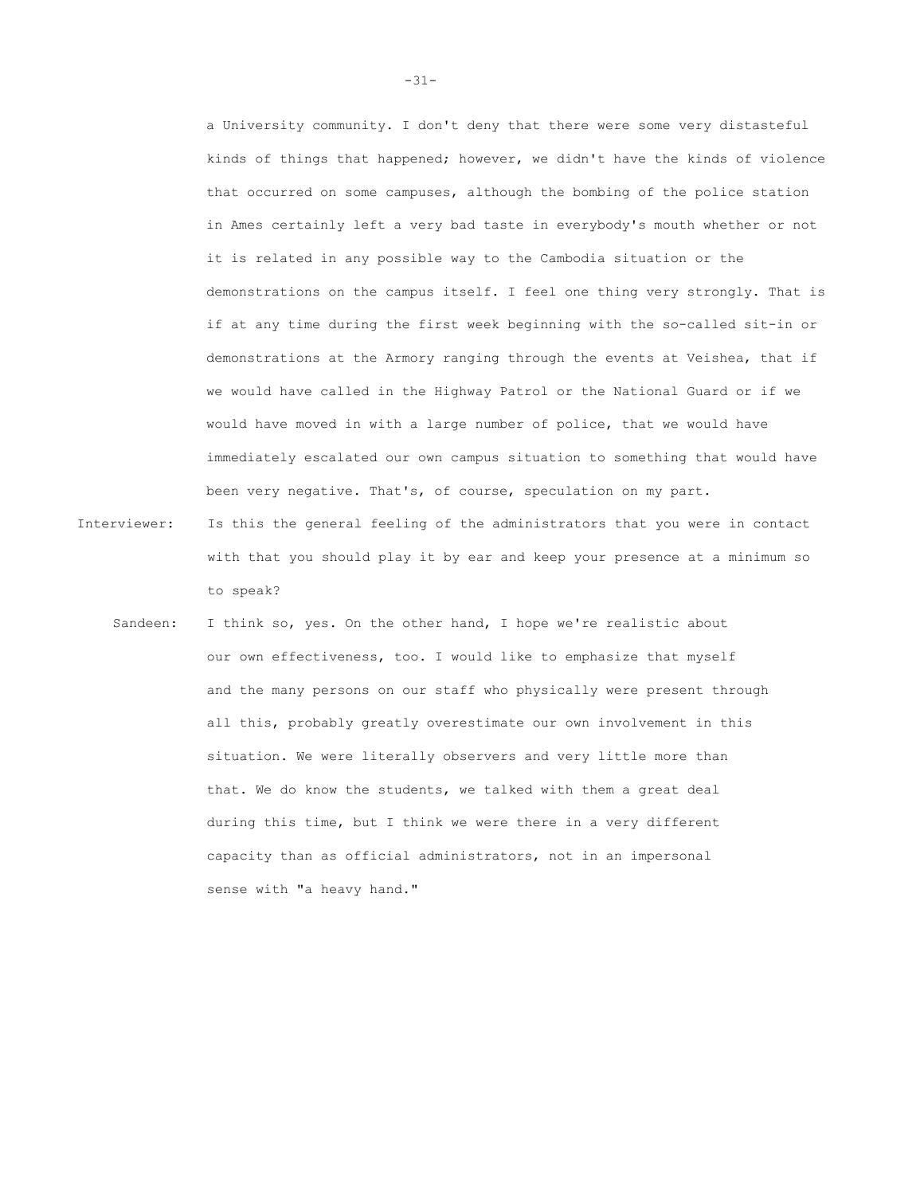a University community. I don't deny that there were some very distasteful kinds of things that happened; however, we didn't have the kinds of violence that occurred on some campuses, although the bombing of the police station in Ames certainly left a very bad taste in everybody's mouth whether or not it is related in any possible way to the Cambodia situation or the demonstrations on the campus itself. I feel one thing very strongly. That is if at any time during the first week beginning with the so-called sit-in or demonstrations at the Armory ranging through the events at Veishea, that if we would have called in the Highway Patrol or the National Guard or if we would have moved in with a large number of police, that we would have immediately escalated our own campus situation to something that would have been very negative. That's, of course, speculation on my part.

Interviewer: Is this the general feeling of the administrators that you were in contact with that you should play it by ear and keep your presence at a minimum so to speak?

Sandeen: I think so, yes. On the other hand, I hope we're realistic about our own effectiveness, too. I would like to emphasize that myself and the many persons on our staff who physically were present through all this, probably greatly overestimate our own involvement in this situation. We were literally observers and very little more than that. We do know the students, we talked with them a great deal during this time, but I think we were there in a very different capacity than as official administrators, not in an impersonal sense with "a heavy hand."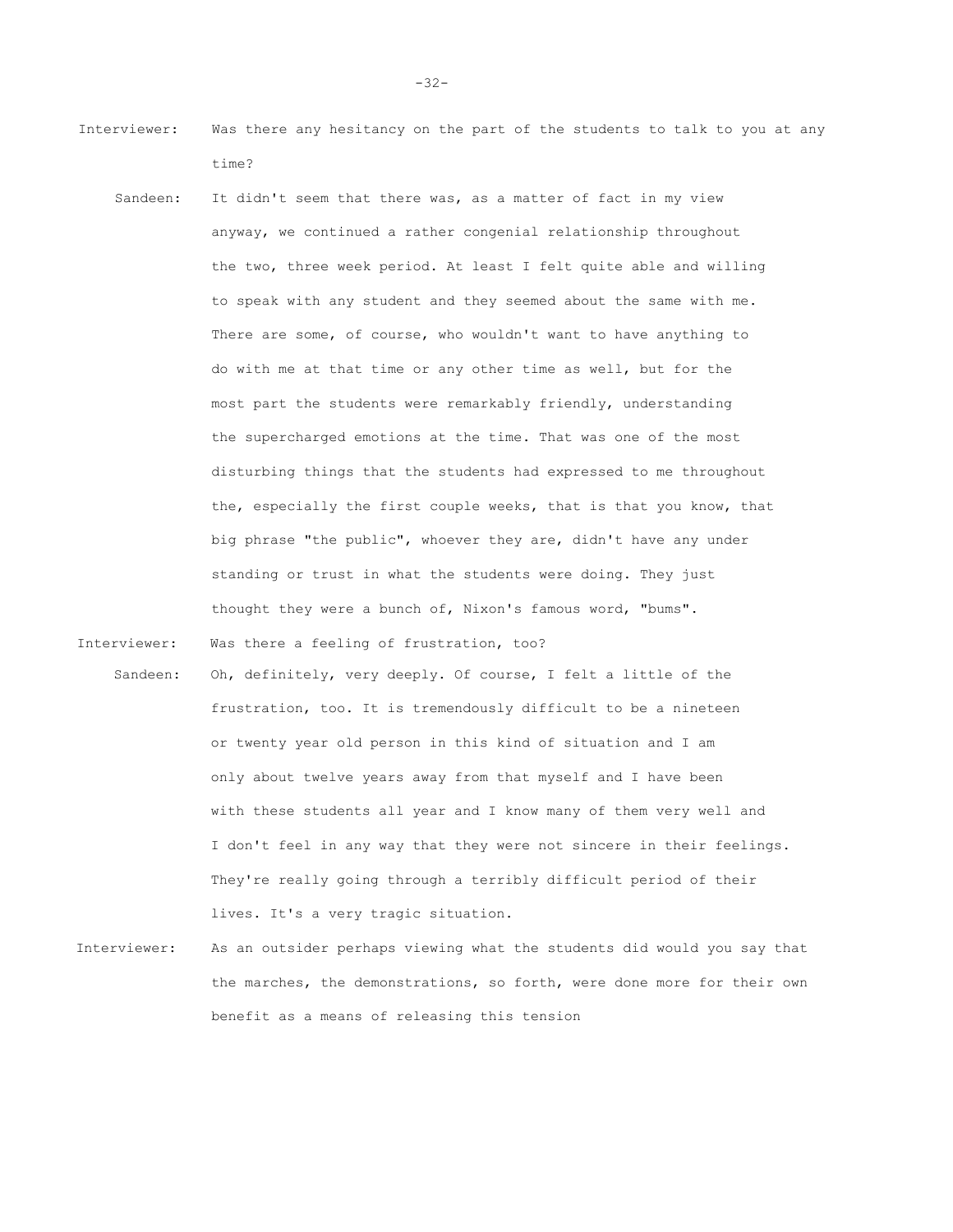Interviewer: Was there any hesitancy on the part of the students to talk to you at any time?

Sandeen: It didn't seem that there was, as a matter of fact in my view anyway, we continued a rather congenial relationship throughout the two, three week period. At least I felt quite able and willing to speak with any student and they seemed about the same with me. There are some, of course, who wouldn't want to have anything to do with me at that time or any other time as well, but for the most part the students were remarkably friendly, understanding the supercharged emotions at the time. That was one of the most disturbing things that the students had expressed to me throughout the, especially the first couple weeks, that is that you know, that big phrase "the public", whoever they are, didn't have any under standing or trust in what the students were doing. They just thought they were a bunch of, Nixon's famous word, "bums".

Interviewer: Was there a feeling of frustration, too?

Sandeen: Oh, definitely, very deeply. Of course, I felt a little of the frustration, too. It is tremendously difficult to be a nineteen or twenty year old person in this kind of situation and I am only about twelve years away from that myself and I have been with these students all year and I know many of them very well and I don't feel in any way that they were not sincere in their feelings. They're really going through a terribly difficult period of their lives. It's a very tragic situation.

Interviewer: As an outsider perhaps viewing what the students did would you say that the marches, the demonstrations, so forth, were done more for their own benefit as a means of releasing this tension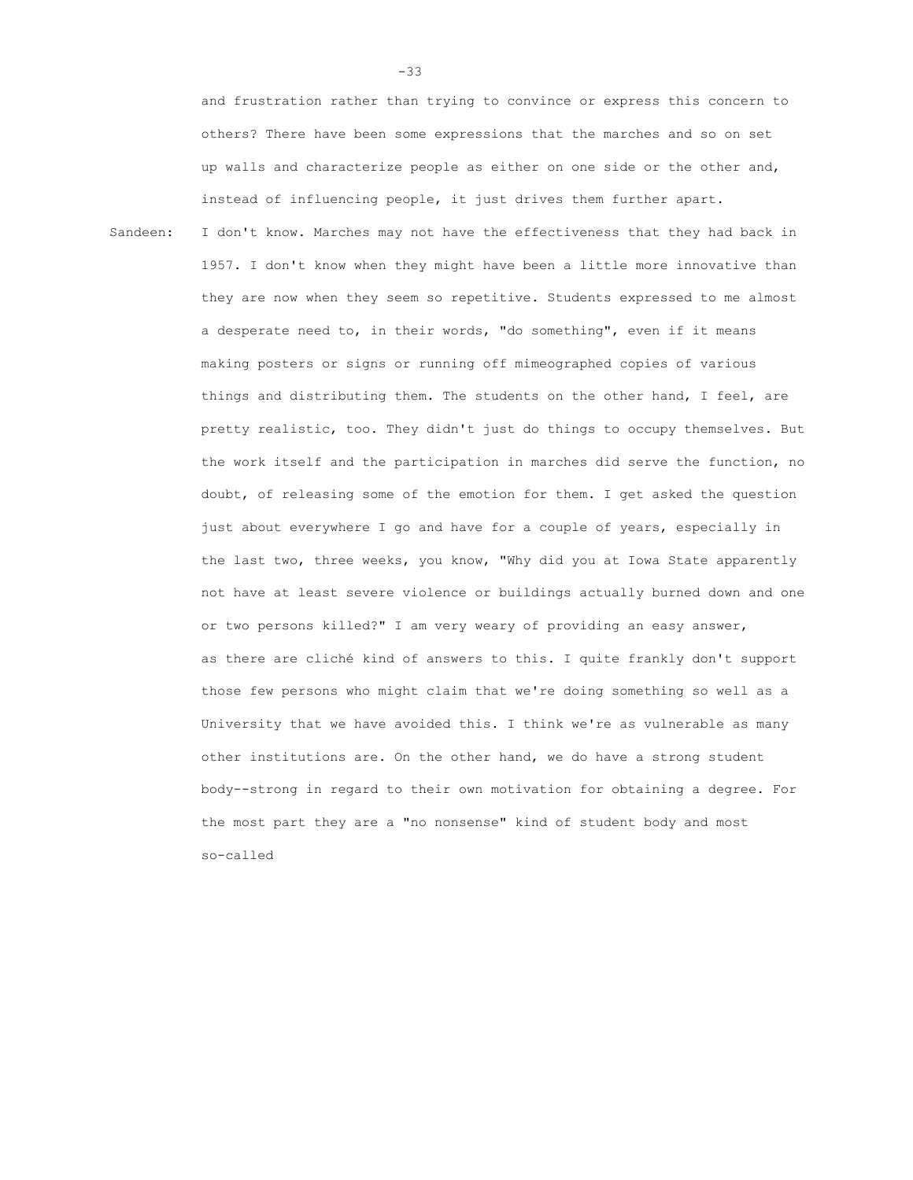and frustration rather than trying to convince or express this concern to others? There have been some expressions that the marches and so on set up walls and characterize people as either on one side or the other and, instead of influencing people, it just drives them further apart.

Sandeen: I don't know. Marches may not have the effectiveness that they had back in 1957. I don't know when they might have been a little more innovative than they are now when they seem so repetitive. Students expressed to me almost a desperate need to, in their words, "do something", even if it means making posters or signs or running off mimeographed copies of various things and distributing them. The students on the other hand, I feel, are pretty realistic, too. They didn't just do things to occupy themselves. But the work itself and the participation in marches did serve the function, no doubt, of releasing some of the emotion for them. I get asked the question just about everywhere I go and have for a couple of years, especially in the last two, three weeks, you know, "Why did you at Iowa State apparently not have at least severe violence or buildings actually burned down and one or two persons killed?" I am very weary of providing an easy answer, as there are cliché kind of answers to this. I quite frankly don't support those few persons who might claim that we're doing something so well as a University that we have avoided this. I think we're as vulnerable as many other institutions are. On the other hand, we do have a strong student body--strong in regard to their own motivation for obtaining a degree. For the most part they are a "no nonsense" kind of student body and most so-called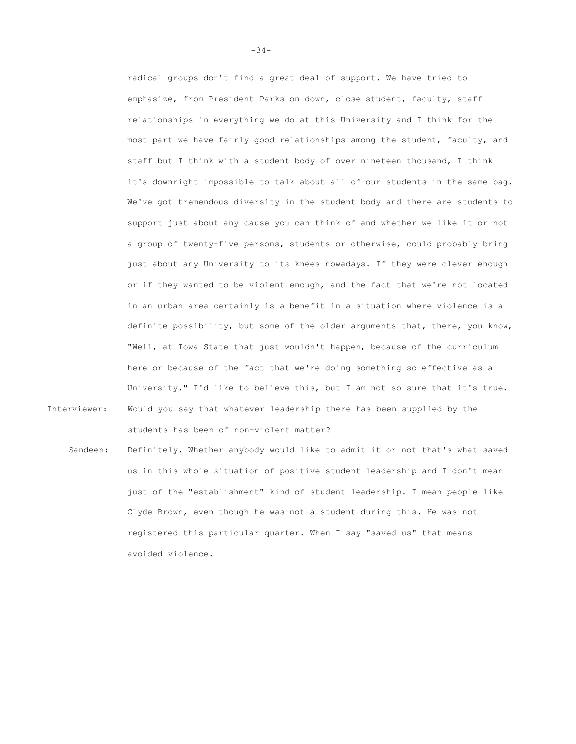radical groups don't find a great deal of support. We have tried to emphasize, from President Parks on down, close student, faculty, staff relationships in everything we do at this University and I think for the most part we have fairly good relationships among the student, faculty, and staff but I think with a student body of over nineteen thousand, I think it's downright impossible to talk about all of our students in the same bag. We've got tremendous diversity in the student body and there are students to support just about any cause you can think of and whether we like it or not a group of twenty-five persons, students or otherwise, could probably bring just about any University to its knees nowadays. If they were clever enough or if they wanted to be violent enough, and the fact that we're not located in an urban area certainly is a benefit in a situation where violence is a definite possibility, but some of the older arguments that, there, you know, "Well, at Iowa State that just wouldn't happen, because of the curriculum here or because of the fact that we're doing something so effective as a University." I'd like to believe this, but I am not so sure that it's true.

Interviewer: Would you say that whatever leadership there has been supplied by the students has been of non-violent matter?

Sandeen: Definitely. Whether anybody would like to admit it or not that's what saved us in this whole situation of positive student leadership and I don't mean just of the "establishment" kind of student leadership. I mean people like Clyde Brown, even though he was not a student during this. He was not registered this particular quarter. When I say "saved us" that means avoided violence.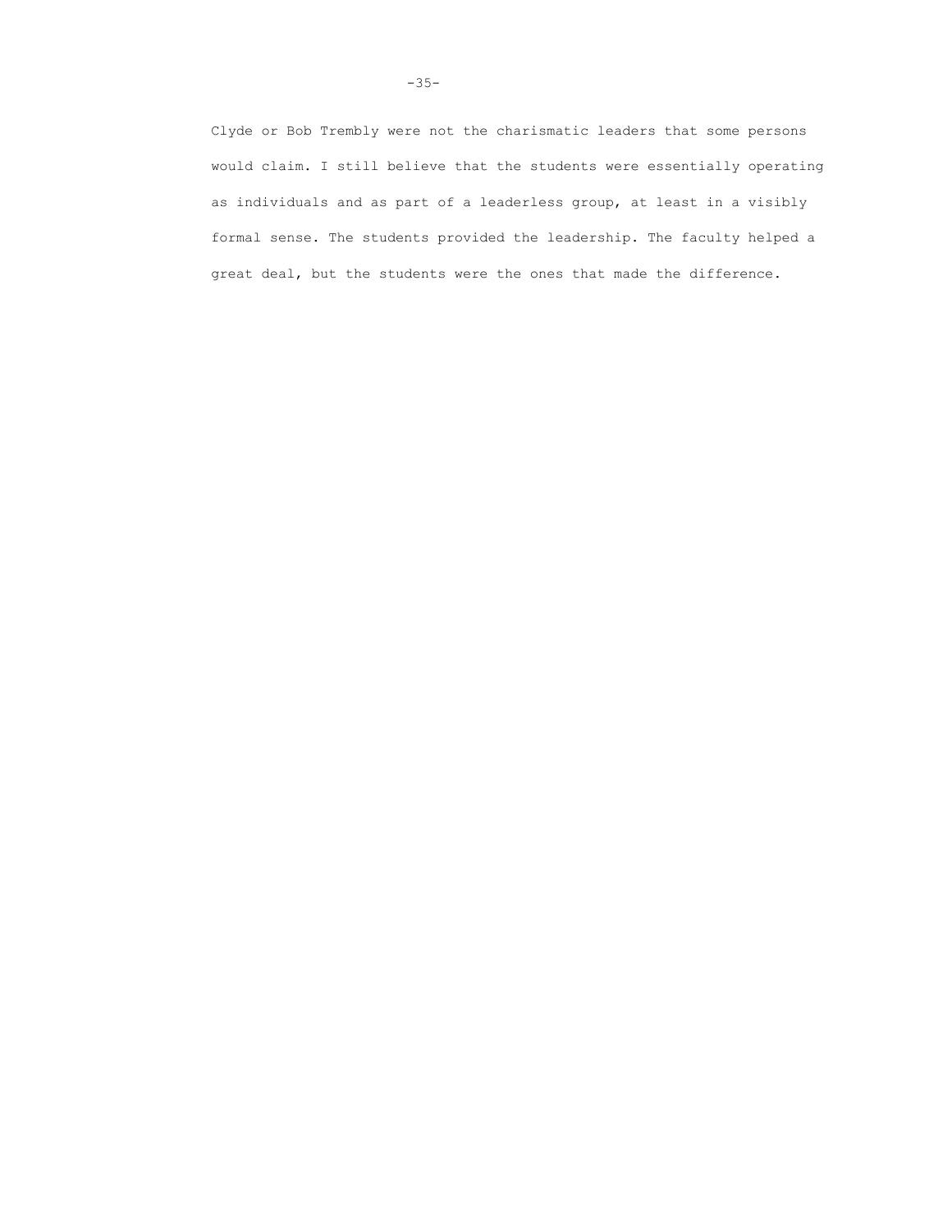Clyde or Bob Trembly were not the charismatic leaders that some persons would claim. I still believe that the students were essentially operating as individuals and as part of a leaderless group, at least in a visibly formal sense. The students provided the leadership. The faculty helped a great deal, but the students were the ones that made the difference.